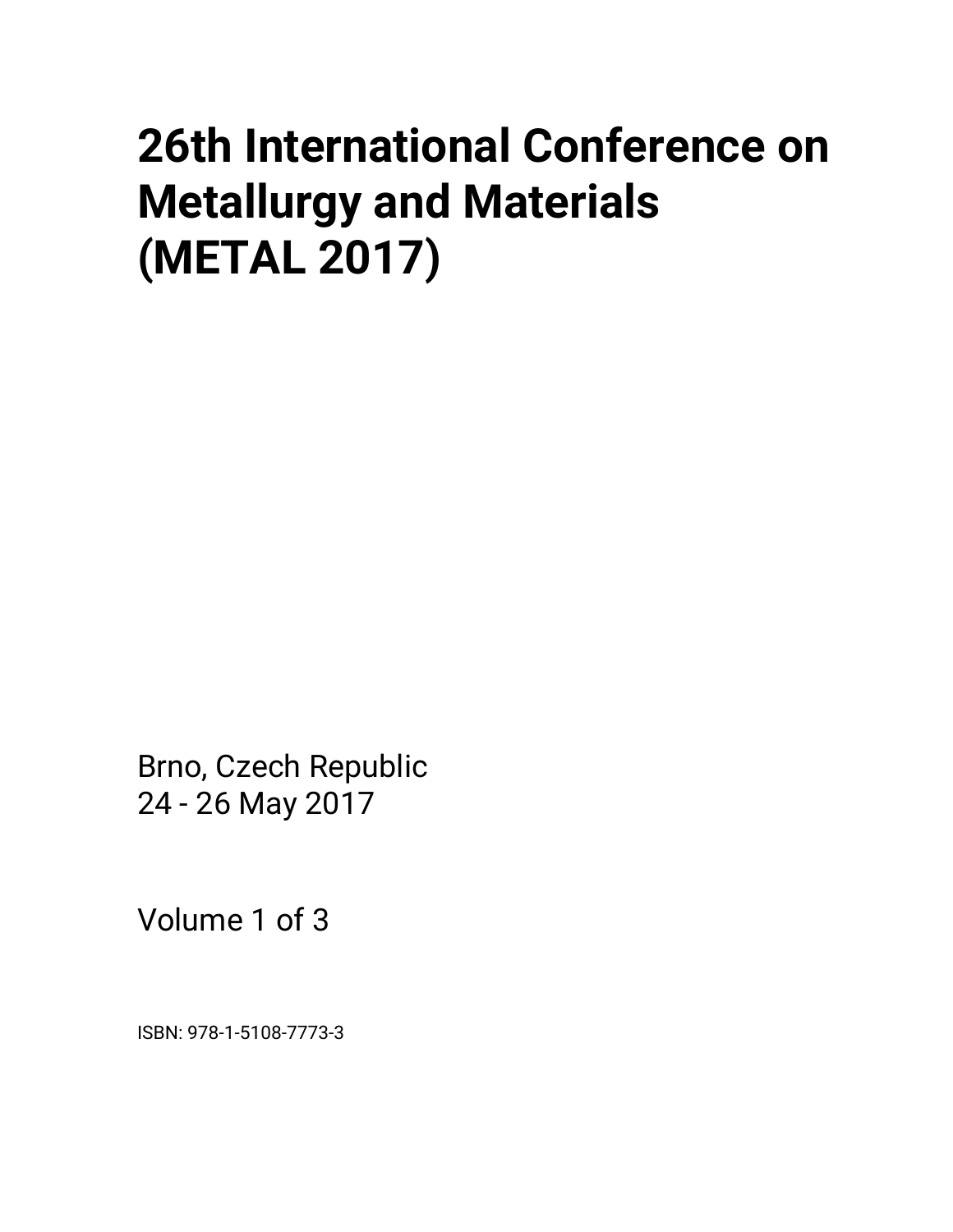# 26th International Conference on Metallurgy and Materials (METAL 2017)

Brno, Czech Republic
24 - 26 May 2017

Volume 1 of 3

ISBN: 978-1-5108-7773-3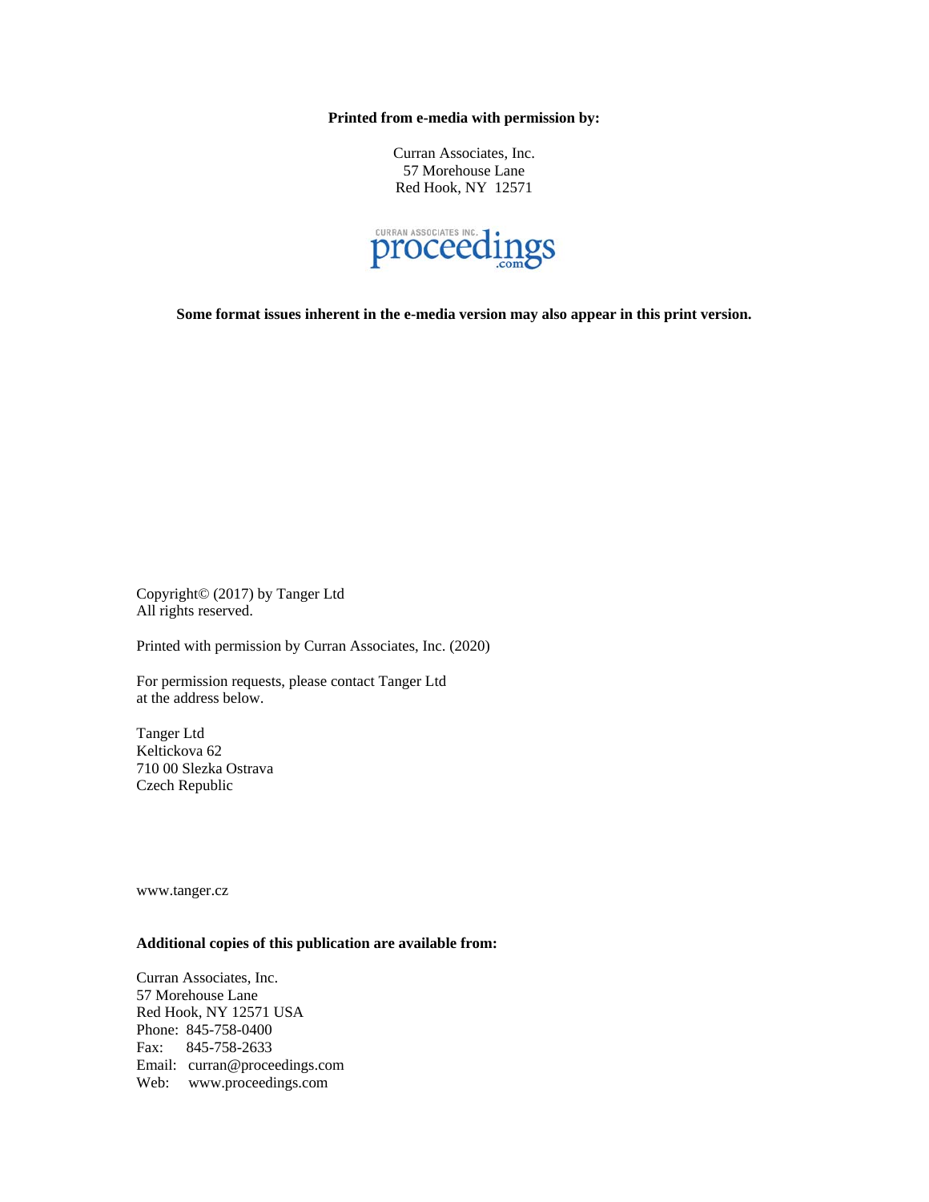**Printed from e-media with permission by:**

Curran Associates, Inc.
57 Morehouse Lane
Red Hook, NY 12571

CURRAN ASSOCIATES INC. proceedings .com

**Some format issues inherent in the e-media version may also appear in this print version.**

Copyright© (2017) by Tanger Ltd
All rights reserved.

Printed with permission by Curran Associates, Inc. (2020)

For permission requests, please contact Tanger Ltd
at the address below.

Tanger Ltd
Keltickova 62
710 00 Slezka Ostrava
Czech Republic

www.tanger.cz

**Additional copies of this publication are available from:**

Curran Associates, Inc.
57 Morehouse Lane
Red Hook, NY 12571 USA
Phone: 845-758-0400
Fax: 845-758-2633
Email: curran@proceedings.com
Web: www.proceedings.com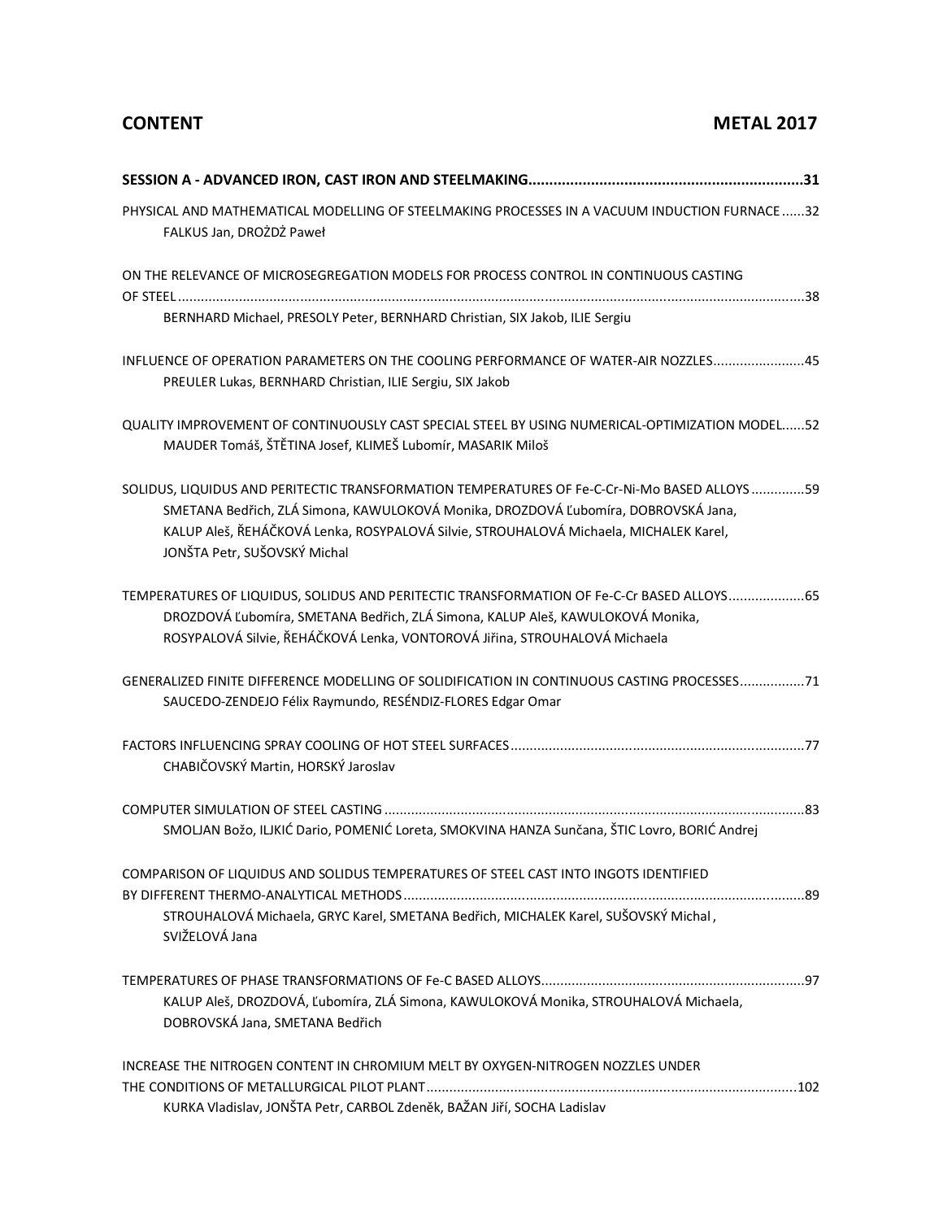## CONTENT METAL 2017

**SESSION A - ADVANCED IRON, CAST IRON AND STEELMAKING................................................................31**

PHYSICAL AND MATHEMATICAL MODELLING OF STEELMAKING PROCESSES IN A VACUUM INDUCTION FURNACE......32
FALKUS Jan, DROŻDŻ Paweł

ON THE RELEVANCE OF MICROSEGREGATION MODELS FOR PROCESS CONTROL IN CONTINUOUS CASTING OF STEEL.......................................................................................................................................................38
BERNHARD Michael, PRESOLY Peter, BERNHARD Christian, SIX Jakob, ILIE Sergiu

INFLUENCE OF OPERATION PARAMETERS ON THE COOLING PERFORMANCE OF WATER-AIR NOZZLES........................45
PREULER Lukas, BERNHARD Christian, ILIE Sergiu, SIX Jakob

QUALITY IMPROVEMENT OF CONTINUOUSLY CAST SPECIAL STEEL BY USING NUMERICAL-OPTIMIZATION MODEL......52
MAUDER Tomáš, ŠTĚTINA Josef, KLIMEŠ Lubomír, MASARIK Miloš

SOLIDUS, LIQUIDUS AND PERITECTIC TRANSFORMATION TEMPERATURES OF Fe-C-Cr-Ni-Mo BASED ALLOYS.............59
SMETANA Bedřich, ZLÁ Simona, KAWULOKOVÁ Monika, DROZDOVÁ Ľubomíra, DOBROVSKÁ Jana, KALUP Aleš, ŘEHÁČKOVÁ Lenka, ROSYPALOVÁ Silvie, STROUHALOVÁ Michaela, MICHALEK Karel, JONŠTA Petr, SUŠOVSKÝ Michal

TEMPERATURES OF LIQUIDUS, SOLIDUS AND PERITECTIC TRANSFORMATION OF Fe-C-Cr BASED ALLOYS....................65
DROZDOVÁ Ľubomíra, SMETANA Bedřich, ZLÁ Simona, KALUP Aleš, KAWULOKOVÁ Monika, ROSYPALOVÁ Silvie, ŘEHÁČKOVÁ Lenka, VONTOROVÁ Jiřina, STROUHALOVÁ Michaela

GENERALIZED FINITE DIFFERENCE MODELLING OF SOLIDIFICATION IN CONTINUOUS CASTING PROCESSES................71
SAUCEDO-ZENDEJO Félix Raymundo, RESÉNDIZ-FLORES Edgar Omar

FACTORS INFLUENCING SPRAY COOLING OF HOT STEEL SURFACES............................................................................77
CHABIČOVSKÝ Martin, HORSKÝ Jaroslav

COMPUTER SIMULATION OF STEEL CASTING............................................................................................................83
SMOLJAN Božo, ILJKIĆ Dario, POMENIĆ Loreta, SMOKVINA HANZA Sunčana, ŠTIC Lovro, BORIĆ Andrej

COMPARISON OF LIQUIDUS AND SOLIDUS TEMPERATURES OF STEEL CAST INTO INGOTS IDENTIFIED BY DIFFERENT THERMO-ANALYTICAL METHODS........................................................................................................89
STROUHALOVÁ Michaela, GRYC Karel, SMETANA Bedřich, MICHALEK Karel, SUŠOVSKÝ Michal, SVIŽELOVÁ Jana

TEMPERATURES OF PHASE TRANSFORMATIONS OF Fe-C BASED ALLOYS...................................................................97
KALUP Aleš, DROZDOVÁ, Ľubomíra, ZLÁ Simona, KAWULOKOVÁ Monika, STROUHALOVÁ Michaela, DOBROVSKÁ Jana, SMETANA Bedřich

INCREASE THE NITROGEN CONTENT IN CHROMIUM MELT BY OXYGEN-NITROGEN NOZZLES UNDER THE CONDITIONS OF METALLURGICAL PILOT PLANT...............................................................................................102
KURKA Vladislav, JONŠTA Petr, CARBOL Zdeněk, BAŽAN Jiří, SOCHA Ladislav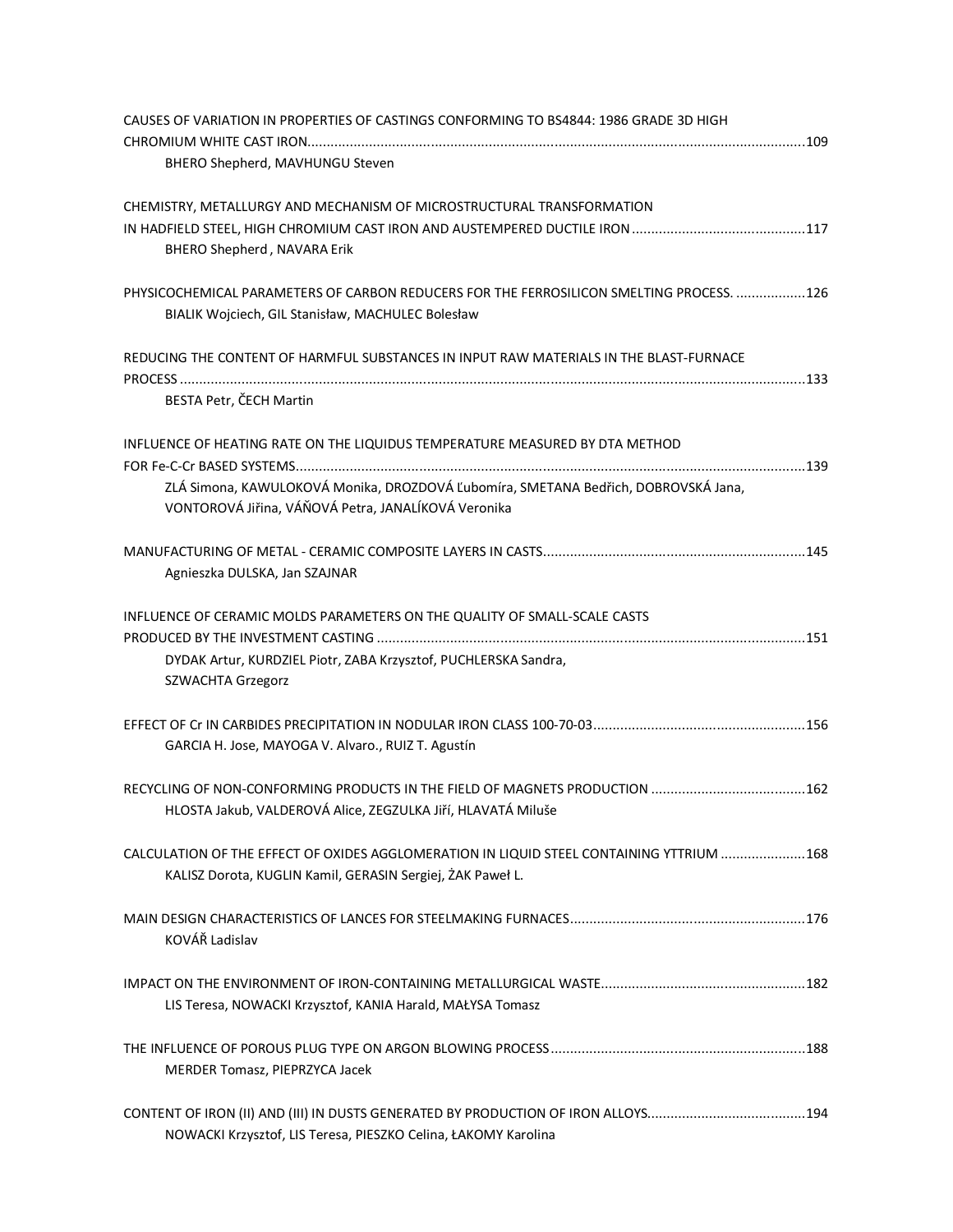CAUSES OF VARIATION IN PROPERTIES OF CASTINGS CONFORMING TO BS4844: 1986 GRADE 3D HIGH CHROMIUM WHITE CAST IRON.....109
BHERO Shepherd, MAVHUNGU Steven

CHEMISTRY, METALLURGY AND MECHANISM OF MICROSTRUCTURAL TRANSFORMATION IN HADFIELD STEEL, HIGH CHROMIUM CAST IRON AND AUSTEMPERED DUCTILE IRON.....117
BHERO Shepherd , NAVARA Erik

PHYSICOCHEMICAL PARAMETERS OF CARBON REDUCERS FOR THE FERROSILICON SMELTING PROCESS......126
BIALIK Wojciech, GIL Stanisław, MACHULEC Bolesław

REDUCING THE CONTENT OF HARMFUL SUBSTANCES IN INPUT RAW MATERIALS IN THE BLAST-FURNACE PROCESS.....133
BESTA Petr, ČECH Martin

INFLUENCE OF HEATING RATE ON THE LIQUIDUS TEMPERATURE MEASURED BY DTA METHOD FOR Fe-C-Cr BASED SYSTEMS.....139
ZLÁ Simona, KAWULOKOVÁ Monika, DROZDOVÁ Ľubomíra, SMETANA Bedřich, DOBROVSKÁ Jana, VONTOROVÁ Jiřina, VÁŇOVÁ Petra, JANALÍKOVÁ Veronika

MANUFACTURING OF METAL - CERAMIC COMPOSITE LAYERS IN CASTS.....145
Agnieszka DULSKA, Jan SZAJNAR

INFLUENCE OF CERAMIC MOLDS PARAMETERS ON THE QUALITY OF SMALL-SCALE CASTS PRODUCED BY THE INVESTMENT CASTING.....151
DYDAK Artur, KURDZIEL Piotr, ZABA Krzysztof, PUCHLERSKA Sandra, SZWACHTA Grzegorz

EFFECT OF Cr IN CARBIDES PRECIPITATION IN NODULAR IRON CLASS 100-70-03.....156
GARCIA H. Jose, MAYOGA V. Alvaro., RUIZ T. Agustín

RECYCLING OF NON-CONFORMING PRODUCTS IN THE FIELD OF MAGNETS PRODUCTION.....162
HLOSTA Jakub, VALDEROVÁ Alice, ZEGZULKA Jiří, HLAVATÁ Miluše

CALCULATION OF THE EFFECT OF OXIDES AGGLOMERATION IN LIQUID STEEL CONTAINING YTTRIUM.....168
KALISZ Dorota, KUGLIN Kamil, GERASIN Sergiej, ŻAK Paweł L.

MAIN DESIGN CHARACTERISTICS OF LANCES FOR STEELMAKING FURNACES.....176
KOVÁŘ Ladislav

IMPACT ON THE ENVIRONMENT OF IRON-CONTAINING METALLURGICAL WASTE.....182
LIS Teresa, NOWACKI Krzysztof, KANIA Harald, MAŁYSA Tomasz

THE INFLUENCE OF POROUS PLUG TYPE ON ARGON BLOWING PROCESS.....188
MERDER Tomasz, PIEPRZYCA Jacek

CONTENT OF IRON (II) AND (III) IN DUSTS GENERATED BY PRODUCTION OF IRON ALLOYS.....194
NOWACKI Krzysztof, LIS Teresa, PIESZKO Celina, ŁAKOMY Karolina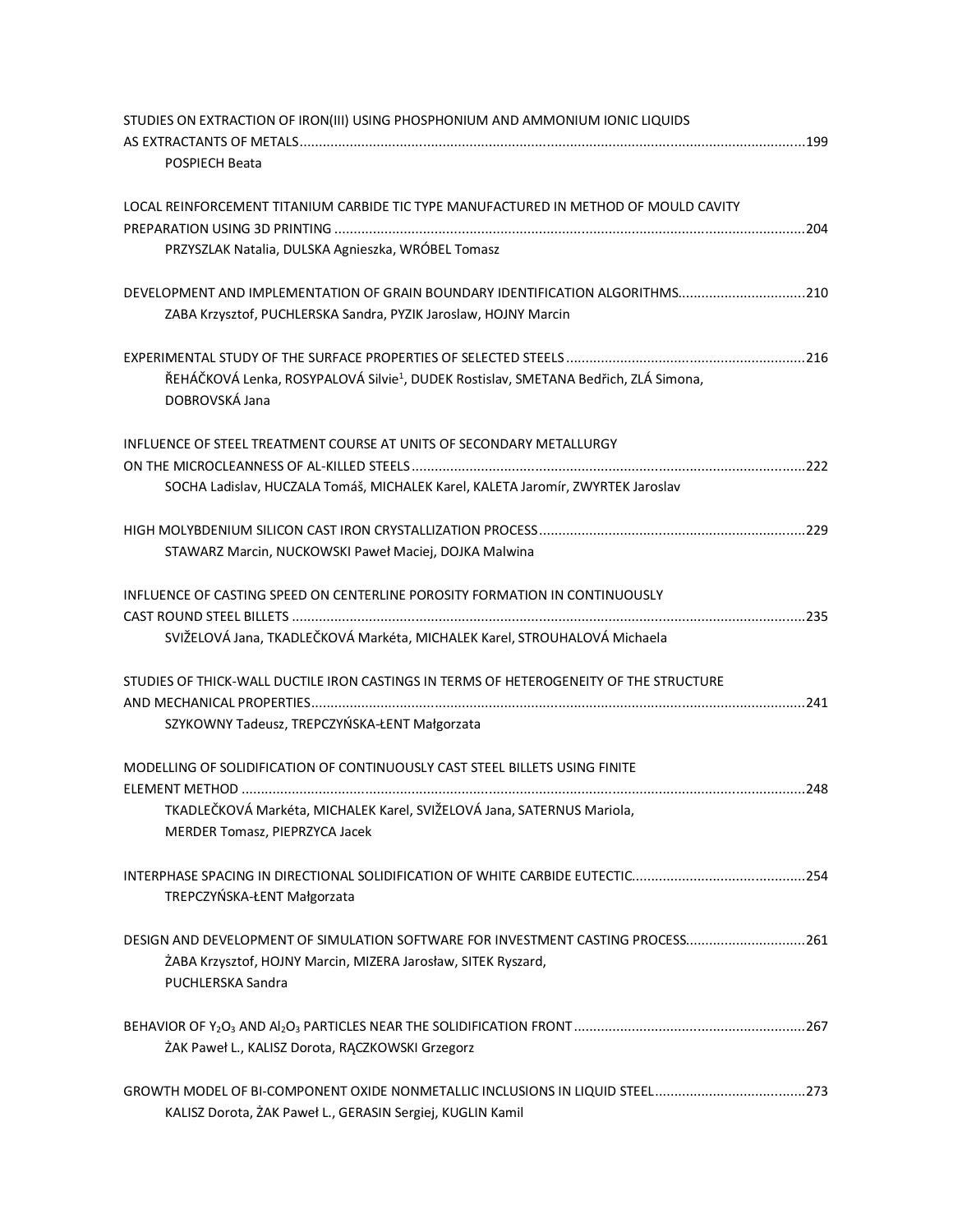STUDIES ON EXTRACTION OF IRON(III) USING PHOSPHONIUM AND AMMONIUM IONIC LIQUIDS AS EXTRACTANTS OF METALS ........................................................................................................................................199
POSPIECH Beata

LOCAL REINFORCEMENT TITANIUM CARBIDE TIC TYPE MANUFACTURED IN METHOD OF MOULD CAVITY PREPARATION USING 3D PRINTING ........................................................................................................................204
PRZYSZLAK Natalia, DULSKA Agnieszka, WRÓBEL Tomasz

DEVELOPMENT AND IMPLEMENTATION OF GRAIN BOUNDARY IDENTIFICATION ALGORITHMS.................................210
ZABA Krzysztof, PUCHLERSKA Sandra, PYZIK Jaroslaw, HOJNY Marcin

EXPERIMENTAL STUDY OF THE SURFACE PROPERTIES OF SELECTED STEELS .............................................................216
ŘEHÁČKOVÁ Lenka, ROSYPALOVÁ Silvie[1], DUDEK Rostislav, SMETANA Bedřich, ZLÁ Simona, DOBROVSKÁ Jana

INFLUENCE OF STEEL TREATMENT COURSE AT UNITS OF SECONDARY METALLURGY ON THE MICROCLEANNESS OF AL-KILLED STEELS ..................................................................................................222
SOCHA Ladislav, HUCZALA Tomáš, MICHALEK Karel, KALETA Jaromír, ZWYRTEK Jaroslav

HIGH MOLYBDENUM SILICON CAST IRON CRYSTALLIZATION PROCESS ....................................................................229
STAWARZ Marcin, NUCKOWSKI Paweł Maciej, DOJKA Malwina

INFLUENCE OF CASTING SPEED ON CENTERLINE POROSITY FORMATION IN CONTINUOUSLY CAST ROUND STEEL BILLETS ...................................................................................................................................235
SVIŽELOVÁ Jana, TKADLEČKOVÁ Markéta, MICHALEK Karel, STROUHALOVÁ Michaela

STUDIES OF THICK-WALL DUCTILE IRON CASTINGS IN TERMS OF HETEROGENEITY OF THE STRUCTURE AND MECHANICAL PROPERTIES..............................................................................................................................241
SZYKOWNY Tadeusz, TREPCZYŃSKA-ŁENT Małgorzata

MODELLING OF SOLIDIFICATION OF CONTINUOUSLY CAST STEEL BILLETS USING FINITE ELEMENT METHOD ................................................................................................................................................248
TKADLEČKOVÁ Markéta, MICHALEK Karel, SVIŽELOVÁ Jana, SATERNUS Mariola, MERDER Tomasz, PIEPRZYCA Jacek

INTERPHASE SPACING IN DIRECTIONAL SOLIDIFICATION OF WHITE CARBIDE EUTECTIC.............................................254
TREPCZYŃSKA-ŁENT Małgorzata

DESIGN AND DEVELOPMENT OF SIMULATION SOFTWARE FOR INVESTMENT CASTING PROCESS..............................261
ŻABA Krzysztof, HOJNY Marcin, MIZERA Jarosław, SITEK Ryszard, PUCHLERSKA Sandra

BEHAVIOR OF $Y_2O_3$ AND $Al_2O_3$ PARTICLES NEAR THE SOLIDIFICATION FRONT ............................................................267
ŻAK Paweł L., KALISZ Dorota, RĄCZKOWSKI Grzegorz

GROWTH MODEL OF BI-COMPONENT OXIDE NONMETALLIC INCLUSIONS IN LIQUID STEEL.......................................273
KALISZ Dorota, ŻAK Paweł L., GERASIN Sergiej, KUGLIN Kamil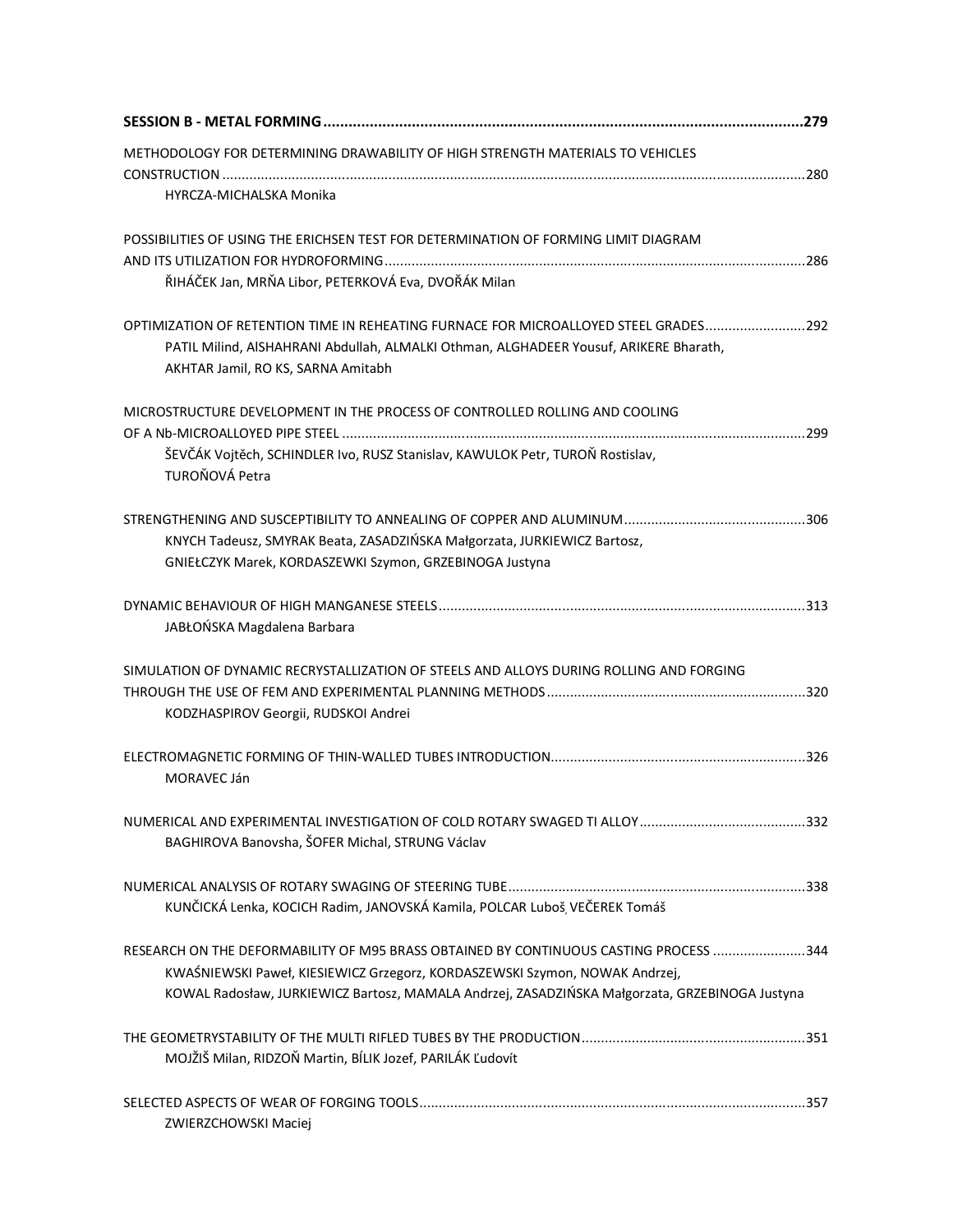**SESSION B - METAL FORMING** ................................................................................................................ **279**

METHODOLOGY FOR DETERMINING DRAWABILITY OF HIGH STRENGTH MATERIALS TO VEHICLES CONSTRUCTION ........................................................................................................................................ 280
HYRCZA-MICHALSKA Monika

POSSIBILITIES OF USING THE ERICHSEN TEST FOR DETERMINATION OF FORMING LIMIT DIAGRAM AND ITS UTILIZATION FOR HYDROFORMING ................................................................................................ 286
ŘIHÁČEK Jan, MRŇA Libor, PETERKOVÁ Eva, DVOŘÁK Milan

OPTIMIZATION OF RETENTION TIME IN REHEATING FURNACE FOR MICROALLOYED STEEL GRADES .......................... 292
PATIL Milind, AlSHAHRANI Abdullah, ALMALKI Othman, ALGHADEER Yousuf, ARIKERE Bharath, AKHTAR Jamil, RO KS, SARNA Amitabh

MICROSTRUCTURE DEVELOPMENT IN THE PROCESS OF CONTROLLED ROLLING AND COOLING OF A Nb-MICROALLOYED PIPE STEEL ......................................................................................................................... 299
ŠEVČÁK Vojtěch, SCHINDLER Ivo, RUSZ Stanislav, KAWULOK Petr, TUROŇ Rostislav, TUROŇOVÁ Petra

STRENGTHENING AND SUSCEPTIBILITY TO ANNEALING OF COPPER AND ALUMINUM ............................................... 306
KNYCH Tadeusz, SMYRAK Beata, ZASADZIŃSKA Małgorzata, JURKIEWICZ Bartosz, GNIEŁCZYK Marek, KORDASZEWKI Szymon, GRZEBINOGA Justyna

DYNAMIC BEHAVIOUR OF HIGH MANGANESE STEELS ........................................................................................... 313
JABŁOŃSKA Magdalena Barbara

SIMULATION OF DYNAMIC RECRYSTALLIZATION OF STEELS AND ALLOYS DURING ROLLING AND FORGING THROUGH THE USE OF FEM AND EXPERIMENTAL PLANNING METHODS .................................................................. 320
KODZHASPIROV Georgii, RUDSKOI Andrei

ELECTROMAGNETIC FORMING OF THIN-WALLED TUBES INTRODUCTION ................................................................. 326
MORAVEC Ján

NUMERICAL AND EXPERIMENTAL INVESTIGATION OF COLD ROTARY SWAGED TI ALLOY ........................................... 332
BAGHIROVA Banovsha, ŠOFER Michal, STRUNG Václav

NUMERICAL ANALYSIS OF ROTARY SWAGING OF STEERING TUBE ............................................................................ 338
KUNČICKÁ Lenka, KOCICH Radim, JANOVSKÁ Kamila, POLCAR Luboš, VEČEREK Tomáš

RESEARCH ON THE DEFORMABILITY OF M95 BRASS OBTAINED BY CONTINUOUS CASTING PROCESS ........................ 344
KWAŚNIEWSKI Paweł, KIESIEWICZ Grzegorz, KORDASZEWSKI Szymon, NOWAK Andrzej, KOWAL Radosław, JURKIEWICZ Bartosz, MAMALA Andrzej, ZASADZIŃSKA Małgorzata, GRZEBINOGA Justyna

THE GEOMETRYSTABILITY OF THE MULTI RIFLED TUBES BY THE PRODUCTION .......................................................... 351
MOJŽIŠ Milan, RIDZOŇ Martin, BÍLIK Jozef, PARILÁK Ľudovít

SELECTED ASPECTS OF WEAR OF FORGING TOOLS ................................................................................................... 357
ZWIERZCHOWSKI Maciej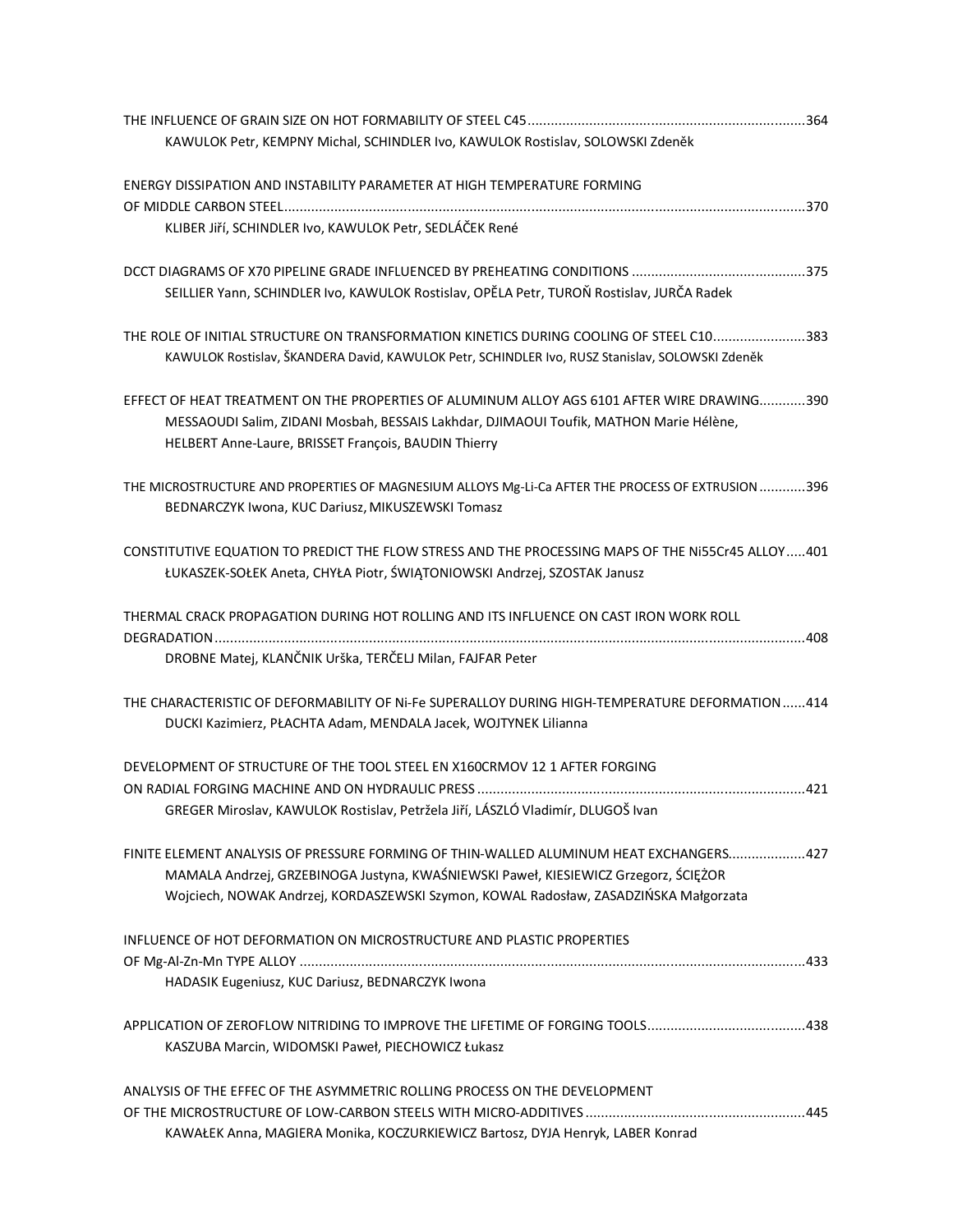THE INFLUENCE OF GRAIN SIZE ON HOT FORMABILITY OF STEEL C45........................................................................364
KAWULOK Petr, KEMPNY Michal, SCHINDLER Ivo, KAWULOK Rostislav, SOLOWSKI Zdeněk

ENERGY DISSIPATION AND INSTABILITY PARAMETER AT HIGH TEMPERATURE FORMING OF MIDDLE CARBON STEEL........................................................................370
KLIBER Jiří, SCHINDLER Ivo, KAWULOK Petr, SEDLÁČEK René

DCCT DIAGRAMS OF X70 PIPELINE GRADE INFLUENCED BY PREHEATING CONDITIONS ........................................375
SEILLIER Yann, SCHINDLER Ivo, KAWULOK Rostislav, OPĚLA Petr, TUROŇ Rostislav, JURČA Radek

THE ROLE OF INITIAL STRUCTURE ON TRANSFORMATION KINETICS DURING COOLING OF STEEL C10........................383
KAWULOK Rostislav, ŠKANDERA David, KAWULOK Petr, SCHINDLER Ivo, RUSZ Stanislav, SOLOWSKI Zdeněk

EFFECT OF HEAT TREATMENT ON THE PROPERTIES OF ALUMINUM ALLOY AGS 6101 AFTER WIRE DRAWING............390
MESSAOUDI Salim, ZIDANI Mosbah, BESSAIS Lakhdar, DJIMAOUI Toufik, MATHON Marie Hélène, HELBERT Anne-Laure, BRISSET François, BAUDIN Thierry

THE MICROSTRUCTURE AND PROPERTIES OF MAGNESIUM ALLOYS Mg-Li-Ca AFTER THE PROCESS OF EXTRUSION ............396
BEDNARCZYK Iwona, KUC Dariusz, MIKUSZEWSKI Tomasz

CONSTITUTIVE EQUATION TO PREDICT THE FLOW STRESS AND THE PROCESSING MAPS OF THE Ni55Cr45 ALLOY.....401
ŁUKASZEK-SOŁEK Aneta, CHYŁA Piotr, ŚWIĄTONIOWSKI Andrzej, SZOSTAK Janusz

THERMAL CRACK PROPAGATION DURING HOT ROLLING AND ITS INFLUENCE ON CAST IRON WORK ROLL DEGRADATION........................................................................408
DROBNE Matej, KLANČNIK Urška, TERČELJ Milan, FAJFAR Peter

THE CHARACTERISTIC OF DEFORMABILITY OF Ni-Fe SUPERALLOY DURING HIGH-TEMPERATURE DEFORMATION......414
DUCKI Kazimierz, PŁACHTA Adam, MENDALA Jacek, WOJTYNEK Lilianna

DEVELOPMENT OF STRUCTURE OF THE TOOL STEEL EN X160CRMOV 12 1 AFTER FORGING ON RADIAL FORGING MACHINE AND ON HYDRAULIC PRESS ........................................421
GREGER Miroslav, KAWULOK Rostislav, Petržela Jiří, LÁSZLÓ Vladimír, DLUGOŠ Ivan

FINITE ELEMENT ANALYSIS OF PRESSURE FORMING OF THIN-WALLED ALUMINUM HEAT EXCHANGERS...................427
MAMALA Andrzej, GRZEBINOGA Justyna, KWAŚNIEWSKI Paweł, KIESIEWICZ Grzegorz, ŚCIĘŻOR Wojciech, NOWAK Andrzej, KORDASZEWSKI Szymon, KOWAL Radosław, ZASADZIŃSKA Małgorzata

INFLUENCE OF HOT DEFORMATION ON MICROSTRUCTURE AND PLASTIC PROPERTIES OF Mg-Al-Zn-Mn TYPE ALLOY ........................................................................433
HADASIK Eugeniusz, KUC Dariusz, BEDNARCZYK Iwona

APPLICATION OF ZEROFLOW NITRIDING TO IMPROVE THE LIFETIME OF FORGING TOOLS........................................438
KASZUBA Marcin, WIDOMSKI Paweł, PIECHOWICZ Łukasz

ANALYSIS OF THE EFFEC OF THE ASYMMETRIC ROLLING PROCESS ON THE DEVELOPMENT OF THE MICROSTRUCTURE OF LOW-CARBON STEELS WITH MICRO-ADDITIVES ........................................445
KAWAŁEK Anna, MAGIERA Monika, KOCZURKIEWICZ Bartosz, DYJA Henryk, LABER Konrad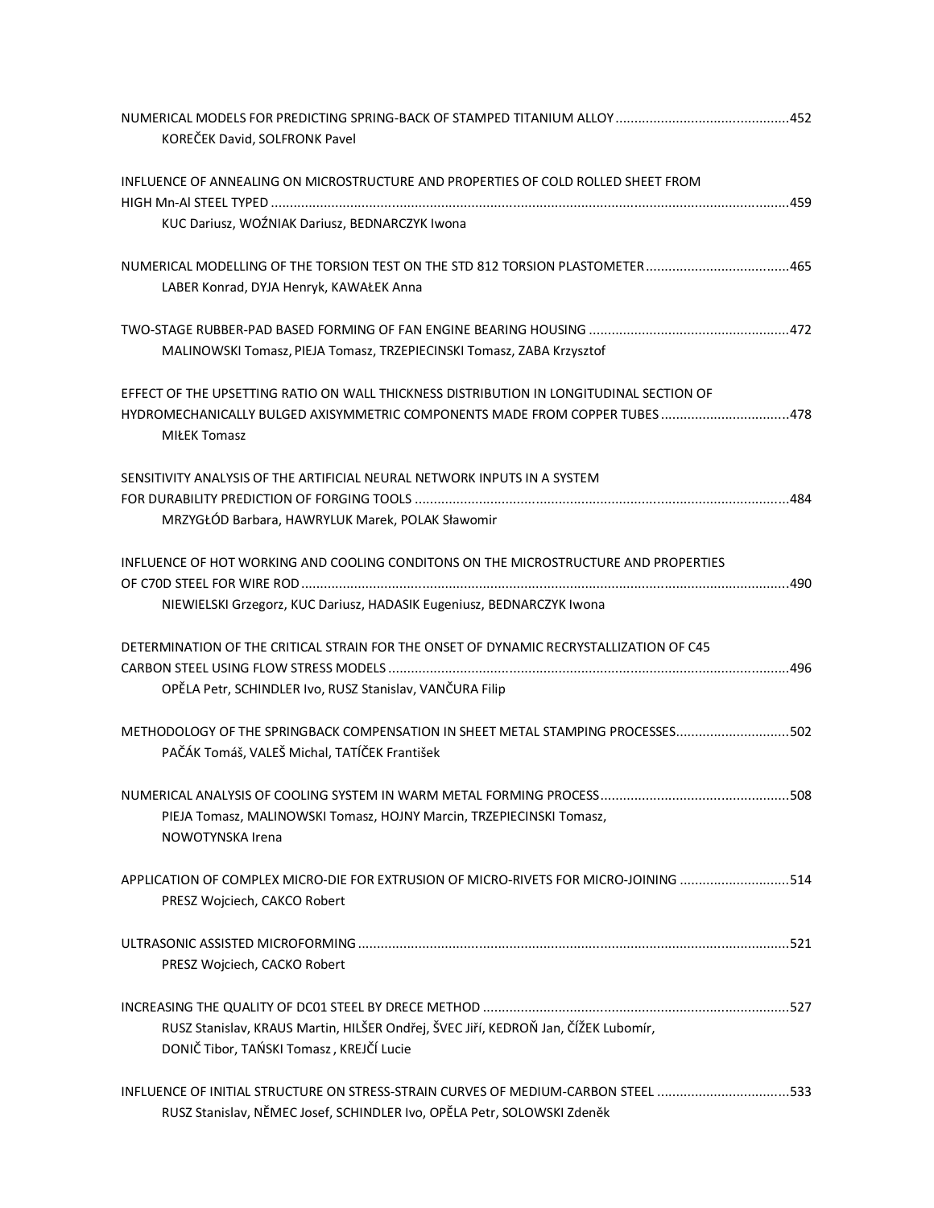NUMERICAL MODELS FOR PREDICTING SPRING-BACK OF STAMPED TITANIUM ALLOY ............................................452
KOREČEK David, SOLFRONK Pavel

INFLUENCE OF ANNEALING ON MICROSTRUCTURE AND PROPERTIES OF COLD ROLLED SHEET FROM HIGH Mn-Al STEEL TYPED ..........................................................................................................................................459
KUC Dariusz, WOŹNIAK Dariusz, BEDNARCZYK Iwona

NUMERICAL MODELLING OF THE TORSION TEST ON THE STD 812 TORSION PLASTOMETER.....................................465
LABER Konrad, DYJA Henryk, KAWAŁEK Anna

TWO-STAGE RUBBER-PAD BASED FORMING OF FAN ENGINE BEARING HOUSING ....................................................472
MALINOWSKI Tomasz, PIEJA Tomasz, TRZEPIECINSKI Tomasz, ZABA Krzysztof

EFFECT OF THE UPSETTING RATIO ON WALL THICKNESS DISTRIBUTION IN LONGITUDINAL SECTION OF HYDROMECHANICALLY BULGED AXISYMMETRIC COMPONENTS MADE FROM COPPER TUBES .................................478
MIŁEK Tomasz

SENSITIVITY ANALYSIS OF THE ARTIFICIAL NEURAL NETWORK INPUTS IN A SYSTEM FOR DURABILITY PREDICTION OF FORGING TOOLS ..................................................................................................484
MRZYGŁÓD Barbara, HAWRYLUK Marek, POLAK Sławomir

INFLUENCE OF HOT WORKING AND COOLING CONDITONS ON THE MICROSTRUCTURE AND PROPERTIES OF C70D STEEL FOR WIRE ROD ..................................................................................................................................490
NIEWIELSKI Grzegorz, KUC Dariusz, HADASIK Eugeniusz, BEDNARCZYK Iwona

DETERMINATION OF THE CRITICAL STRAIN FOR THE ONSET OF DYNAMIC RECRYSTALLIZATION OF C45 CARBON STEEL USING FLOW STRESS MODELS .........................................................................................................496
OPĚLA Petr, SCHINDLER Ivo, RUSZ Stanislav, VANČURA Filip

METHODOLOGY OF THE SPRINGBACK COMPENSATION IN SHEET METAL STAMPING PROCESSES.............................502
PAČÁK Tomáš, VALEŠ Michal, TATÍČEK František

NUMERICAL ANALYSIS OF COOLING SYSTEM IN WARM METAL FORMING PROCESS.................................................508
PIEJA Tomasz, MALINOWSKI Tomasz, HOJNY Marcin, TRZEPIECINSKI Tomasz, NOWOTYNSKA Irena

APPLICATION OF COMPLEX MICRO-DIE FOR EXTRUSION OF MICRO-RIVETS FOR MICRO-JOINING ............................514
PRESZ Wojciech, CAKCO Robert

ULTRASONIC ASSISTED MICROFORMING ..................................................................................................................521
PRESZ Wojciech, CACKO Robert

INCREASING THE QUALITY OF DC01 STEEL BY DRECE METHOD ...............................................................................527
RUSZ Stanislav, KRAUS Martin, HILŠER Ondřej, ŠVEC Jiří, KEDROŇ Jan, ČÍŽEK Lubomír, DONIČ Tibor, TAŃSKI Tomasz , KREJČÍ Lucie

INFLUENCE OF INITIAL STRUCTURE ON STRESS-STRAIN CURVES OF MEDIUM-CARBON STEEL ..................................533
RUSZ Stanislav, NĚMEC Josef, SCHINDLER Ivo, OPĚLA Petr, SOLOWSKI Zdeněk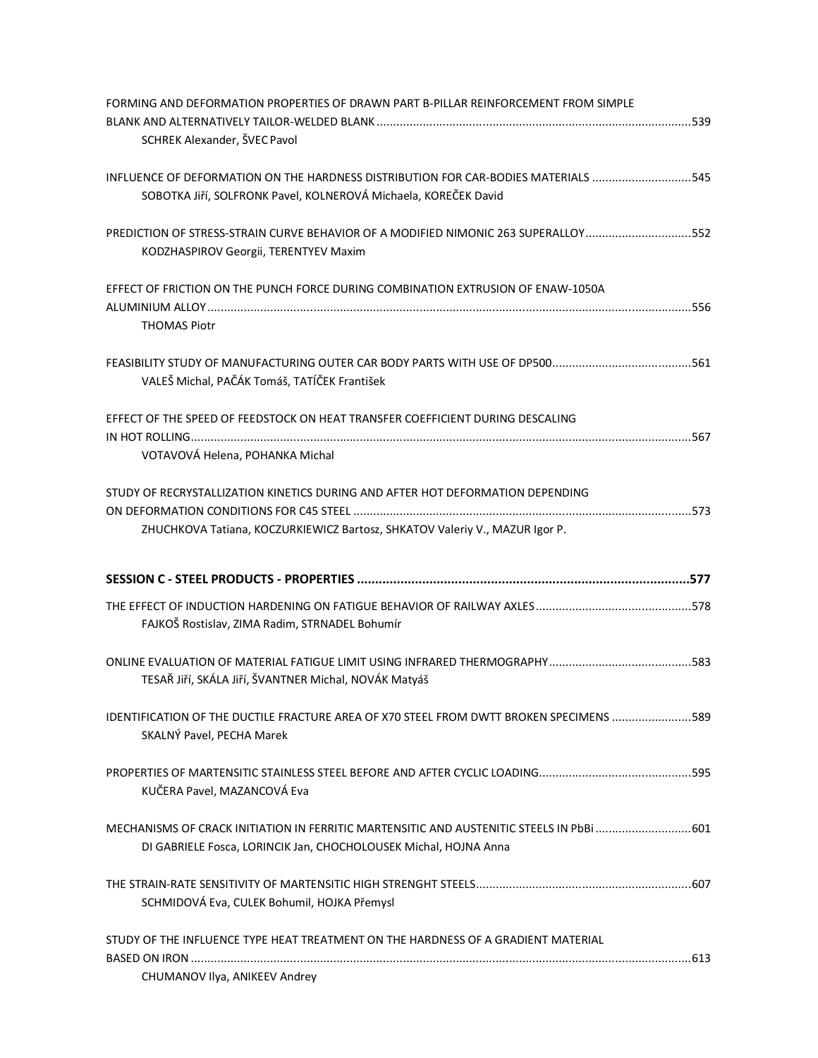FORMING AND DEFORMATION PROPERTIES OF DRAWN PART B-PILLAR REINFORCEMENT FROM SIMPLE BLANK AND ALTERNATIVELY TAILOR-WELDED BLANK ..........539
SCHREK Alexander, ŠVEC Pavol

INFLUENCE OF DEFORMATION ON THE HARDNESS DISTRIBUTION FOR CAR-BODIES MATERIALS ..........545
SOBOTKA Jiří, SOLFRONK Pavel, KOLNEROVÁ Michaela, KOREČEK David

PREDICTION OF STRESS-STRAIN CURVE BEHAVIOR OF A MODIFIED NIMONIC 263 SUPERALLOY..........552
KODZHASPIROV Georgii, TERENTYEV Maxim

EFFECT OF FRICTION ON THE PUNCH FORCE DURING COMBINATION EXTRUSION OF ENAW-1050A ALUMINIUM ALLOY..........556
THOMAS Piotr

FEASIBILITY STUDY OF MANUFACTURING OUTER CAR BODY PARTS WITH USE OF DP500..........561
VALEŠ Michal, PAČÁK Tomáš, TATÍČEK František

EFFECT OF THE SPEED OF FEEDSTOCK ON HEAT TRANSFER COEFFICIENT DURING DESCALING IN HOT ROLLING..........567
VOTAVOVÁ Helena, POHANKA Michal

STUDY OF RECRYSTALLIZATION KINETICS DURING AND AFTER HOT DEFORMATION DEPENDING ON DEFORMATION CONDITIONS FOR C45 STEEL ..........573
ZHUCHKOVA Tatiana, KOCZURKIEWICZ Bartosz, SHKATOV Valeriy V., MAZUR Igor P.

**SESSION C - STEEL PRODUCTS - PROPERTIES ..........577**

THE EFFECT OF INDUCTION HARDENING ON FATIGUE BEHAVIOR OF RAILWAY AXLES..........578
FAJKOŠ Rostislav, ZIMA Radim, STRNADEL Bohumír

ONLINE EVALUATION OF MATERIAL FATIGUE LIMIT USING INFRARED THERMOGRAPHY..........583
TESAŘ Jiří, SKÁLA Jiří, ŠVANTNER Michal, NOVÁK Matyáš

IDENTIFICATION OF THE DUCTILE FRACTURE AREA OF X70 STEEL FROM DWTT BROKEN SPECIMENS ..........589
SKALNÝ Pavel, PECHA Marek

PROPERTIES OF MARTENSITIC STAINLESS STEEL BEFORE AND AFTER CYCLIC LOADING..........595
KUČERA Pavel, MAZANCOVÁ Eva

MECHANISMS OF CRACK INITIATION IN FERRITIC MARTENSITIC AND AUSTENITIC STEELS IN PbBi ..........601
DI GABRIELE Fosca, LORINCIK Jan, CHOCHOLOUSEK Michal, HOJNA Anna

THE STRAIN-RATE SENSITIVITY OF MARTENSITIC HIGH STRENGHT STEELS..........607
SCHMIDOVÁ Eva, CULEK Bohumil, HOJKA Přemysl

STUDY OF THE INFLUENCE TYPE HEAT TREATMENT ON THE HARDNESS OF A GRADIENT MATERIAL BASED ON IRON ..........613
CHUMANOV Ilya, ANIKEEV Andrey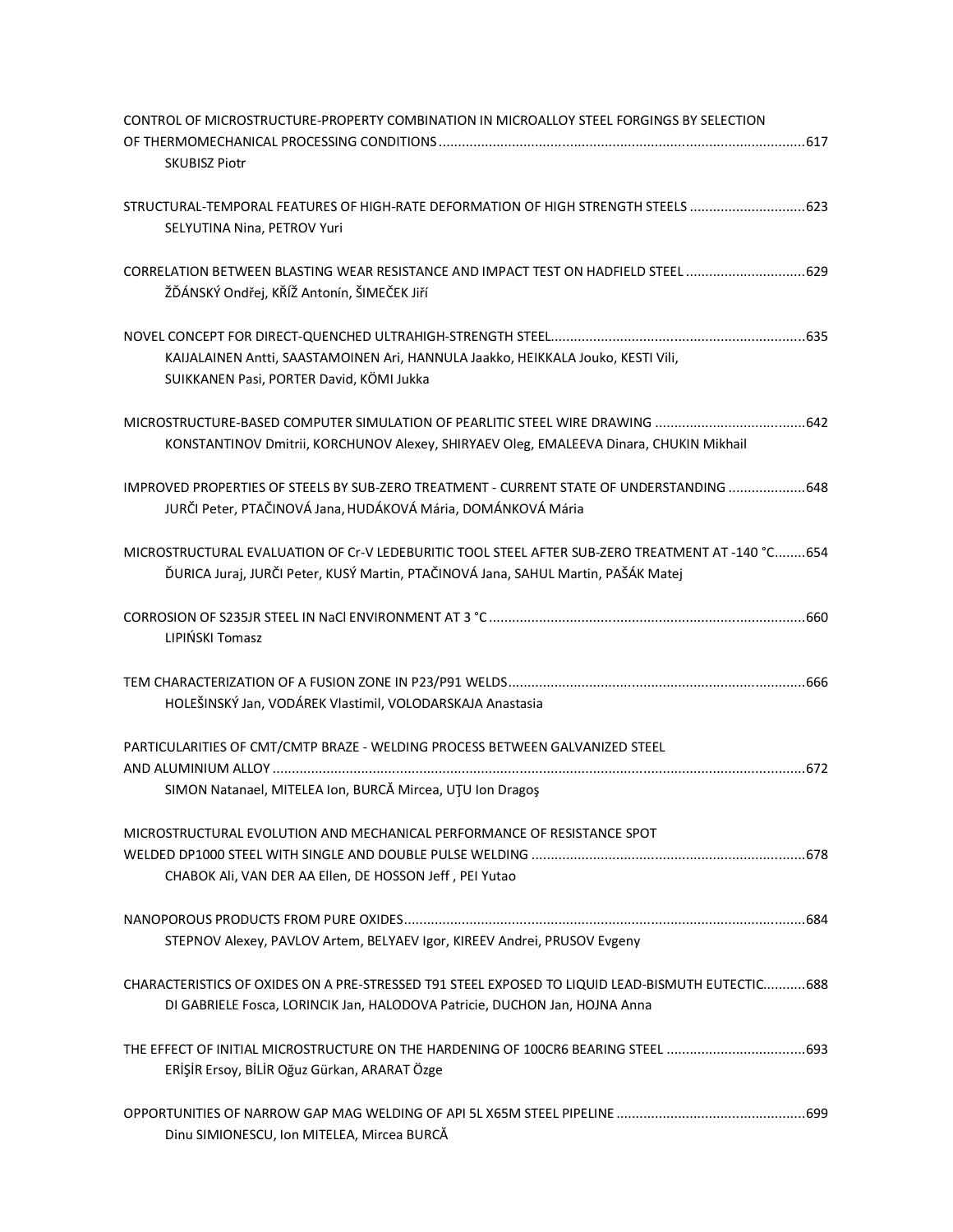CONTROL OF MICROSTRUCTURE-PROPERTY COMBINATION IN MICROALLOY STEEL FORGINGS BY SELECTION OF THERMOMECHANICAL PROCESSING CONDITIONS ....... 617
SKUBISZ Piotr

STRUCTURAL-TEMPORAL FEATURES OF HIGH-RATE DEFORMATION OF HIGH STRENGTH STEELS ....... 623
SELYUTINA Nina, PETROV Yuri

CORRELATION BETWEEN BLASTING WEAR RESISTANCE AND IMPACT TEST ON HADFIELD STEEL ....... 629
ŽĎÁNSKÝ Ondřej, KŘÍŽ Antonín, ŠIMEČEK Jiří

NOVEL CONCEPT FOR DIRECT-QUENCHED ULTRAHIGH-STRENGTH STEEL....... 635
KAIJALAINEN Antti, SAASTAMOINEN Ari, HANNULA Jaakko, HEIKKALA Jouko, KESTI Vili, SUIKKANEN Pasi, PORTER David, KÖMI Jukka

MICROSTRUCTURE-BASED COMPUTER SIMULATION OF PEARLITIC STEEL WIRE DRAWING ....... 642
KONSTANTINOV Dmitrii, KORCHUNOV Alexey, SHIRYAEV Oleg, EMALEEVA Dinara, CHUKIN Mikhail

IMPROVED PROPERTIES OF STEELS BY SUB-ZERO TREATMENT - CURRENT STATE OF UNDERSTANDING ....... 648
JURČI Peter, PTAČINOVÁ Jana, HUDÁKOVÁ Mária, DOMÁNKOVÁ Mária

MICROSTRUCTURAL EVALUATION OF Cr-V LEDEBURITIC TOOL STEEL AFTER SUB-ZERO TREATMENT AT -140 °C....... 654
ĎURICA Juraj, JURČI Peter, KUSÝ Martin, PTAČINOVÁ Jana, SAHUL Martin, PAŠÁK Matej

CORROSION OF S235JR STEEL IN NaCl ENVIRONMENT AT 3 °C ....... 660
LIPIŃSKI Tomasz

TEM CHARACTERIZATION OF A FUSION ZONE IN P23/P91 WELDS....... 666
HOLEŠINSKÝ Jan, VODÁREK Vlastimil, VOLODARSKAJA Anastasia

PARTICULARITIES OF CMT/CMTP BRAZE - WELDING PROCESS BETWEEN GALVANIZED STEEL AND ALUMINIUM ALLOY ....... 672
SIMON Natanael, MITELEA Ion, BURCĂ Mircea, UŢU Ion Dragoş

MICROSTRUCTURAL EVOLUTION AND MECHANICAL PERFORMANCE OF RESISTANCE SPOT WELDED DP1000 STEEL WITH SINGLE AND DOUBLE PULSE WELDING ....... 678
CHABOK Ali, VAN DER AA Ellen, DE HOSSON Jeff , PEI Yutao

NANOPOROUS PRODUCTS FROM PURE OXIDES....... 684
STEPNOV Alexey, PAVLOV Artem, BELYAEV Igor, KIREEV Andrei, PRUSOV Evgeny

CHARACTERISTICS OF OXIDES ON A PRE-STRESSED T91 STEEL EXPOSED TO LIQUID LEAD-BISMUTH EUTECTIC....... 688
DI GABRIELE Fosca, LORINCIK Jan, HALODOVA Patricie, DUCHON Jan, HOJNA Anna

THE EFFECT OF INITIAL MICROSTRUCTURE ON THE HARDENING OF 100CR6 BEARING STEEL ....... 693
ERİŞİR Ersoy, BİLİR Oğuz Gürkan, ARARAT Özge

OPPORTUNITIES OF NARROW GAP MAG WELDING OF API 5L X65M STEEL PIPELINE ....... 699
Dinu SIMIONESCU, Ion MITELEA, Mircea BURCĂ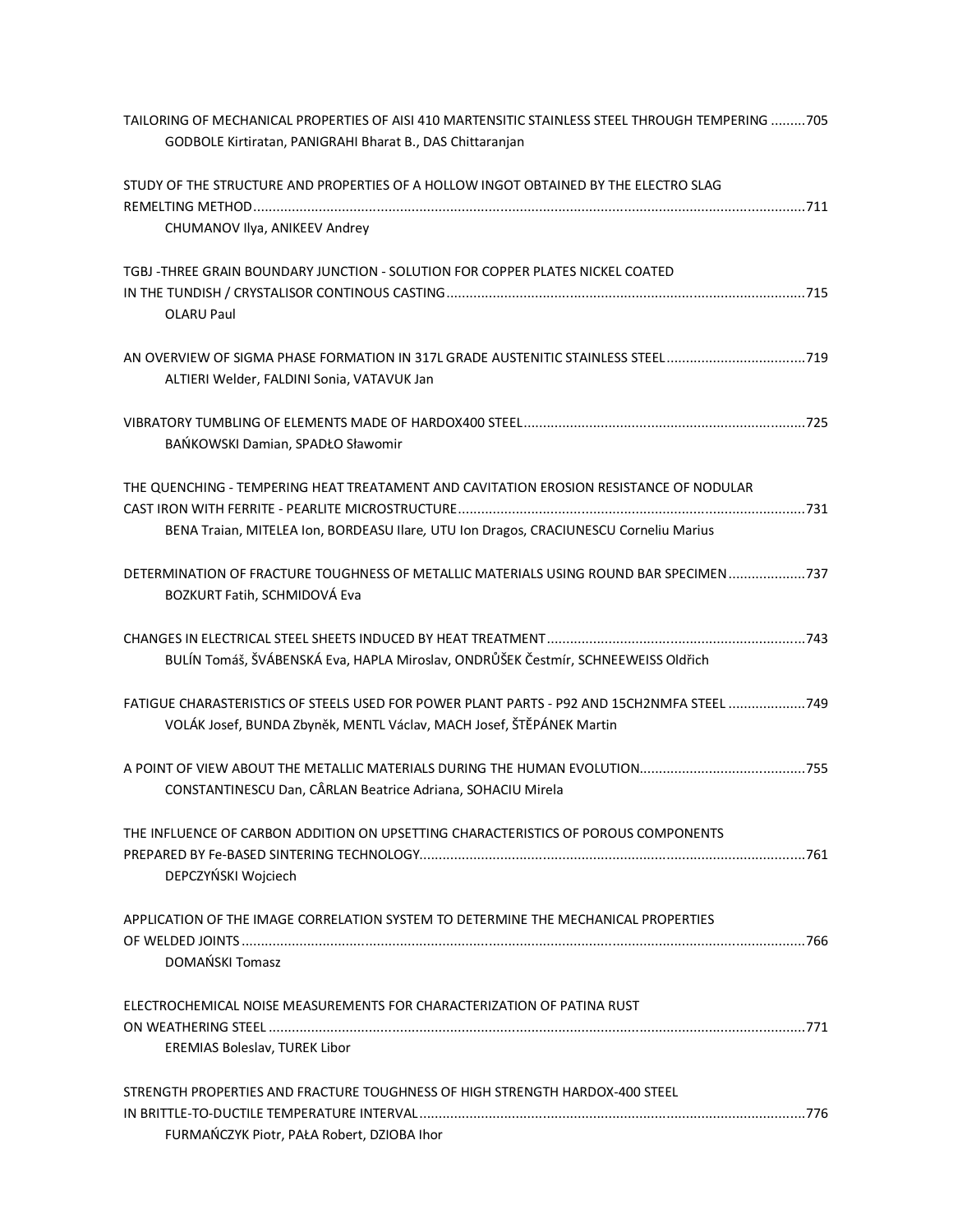TAILORING OF MECHANICAL PROPERTIES OF AISI 410 MARTENSITIC STAINLESS STEEL THROUGH TEMPERING .........705
GODBOLE Kirtiratan, PANIGRAHI Bharat B., DAS Chittaranjan

STUDY OF THE STRUCTURE AND PROPERTIES OF A HOLLOW INGOT OBTAINED BY THE ELECTRO SLAG REMELTING METHOD .....................................................................................................................................711
CHUMANOV Ilya, ANIKEEV Andrey

TGBJ -THREE GRAIN BOUNDARY JUNCTION - SOLUTION FOR COPPER PLATES NICKEL COATED IN THE TUNDISH / CRYSTALISOR CONTINOUS CASTING ...........................................................................................715
OLARU Paul

AN OVERVIEW OF SIGMA PHASE FORMATION IN 317L GRADE AUSTENITIC STAINLESS STEEL ...................................719
ALTIERI Welder, FALDINI Sonia, VATAVUK Jan

VIBRATORY TUMBLING OF ELEMENTS MADE OF HARDOX400 STEEL ........................................................................725
BAŃKOWSKI Damian, SPADŁO Sławomir

THE QUENCHING - TEMPERING HEAT TREATAMENT AND CAVITATION EROSION RESISTANCE OF NODULAR CAST IRON WITH FERRITE - PEARLITE MICROSTRUCTURE .........................................................................................731
BENA Traian, MITELEA Ion, BORDEASU Ilare, UTU Ion Dragos, CRACIUNESCU Corneliu Marius

DETERMINATION OF FRACTURE TOUGHNESS OF METALLIC MATERIALS USING ROUND BAR SPECIMEN ...................737
BOZKURT Fatih, SCHMIDOVÁ Eva

CHANGES IN ELECTRICAL STEEL SHEETS INDUCED BY HEAT TREATMENT ..................................................................743
BULÍN Tomáš, ŠVÁBENSKÁ Eva, HAPLA Miroslav, ONDRŮŠEK Čestmír, SCHNEEWEISS Oldřich

FATIGUE CHARASTERISTICS OF STEELS USED FOR POWER PLANT PARTS - P92 AND 15CH2NMFA STEEL ...................749
VOLÁK Josef, BUNDA Zbyněk, MENTL Václav, MACH Josef, ŠTĚPÁNEK Martin

A POINT OF VIEW ABOUT THE METALLIC MATERIALS DURING THE HUMAN EVOLUTION...........................................755
CONSTANTINESCU Dan, CÂRLAN Beatrice Adriana, SOHACIU Mirela

THE INFLUENCE OF CARBON ADDITION ON UPSETTING CHARACTERISTICS OF POROUS COMPONENTS PREPARED BY Fe-BASED SINTERING TECHNOLOGY...................................................................................................761
DEPCZYŃSKI Wojciech

APPLICATION OF THE IMAGE CORRELATION SYSTEM TO DETERMINE THE MECHANICAL PROPERTIES OF WELDED JOINTS .......................................................................................................................................766
DOMAŃSKI Tomasz

ELECTROCHEMICAL NOISE MEASUREMENTS FOR CHARACTERIZATION OF PATINA RUST ON WEATHERING STEEL ..........................................................................................................................................771
EREMIAS Boleslav, TUREK Libor

STRENGTH PROPERTIES AND FRACTURE TOUGHNESS OF HIGH STRENGTH HARDOX-400 STEEL IN BRITTLE-TO-DUCTILE TEMPERATURE INTERVAL.....................................................................................................776
FURMAŃCZYK Piotr, PAŁA Robert, DZIOBA Ihor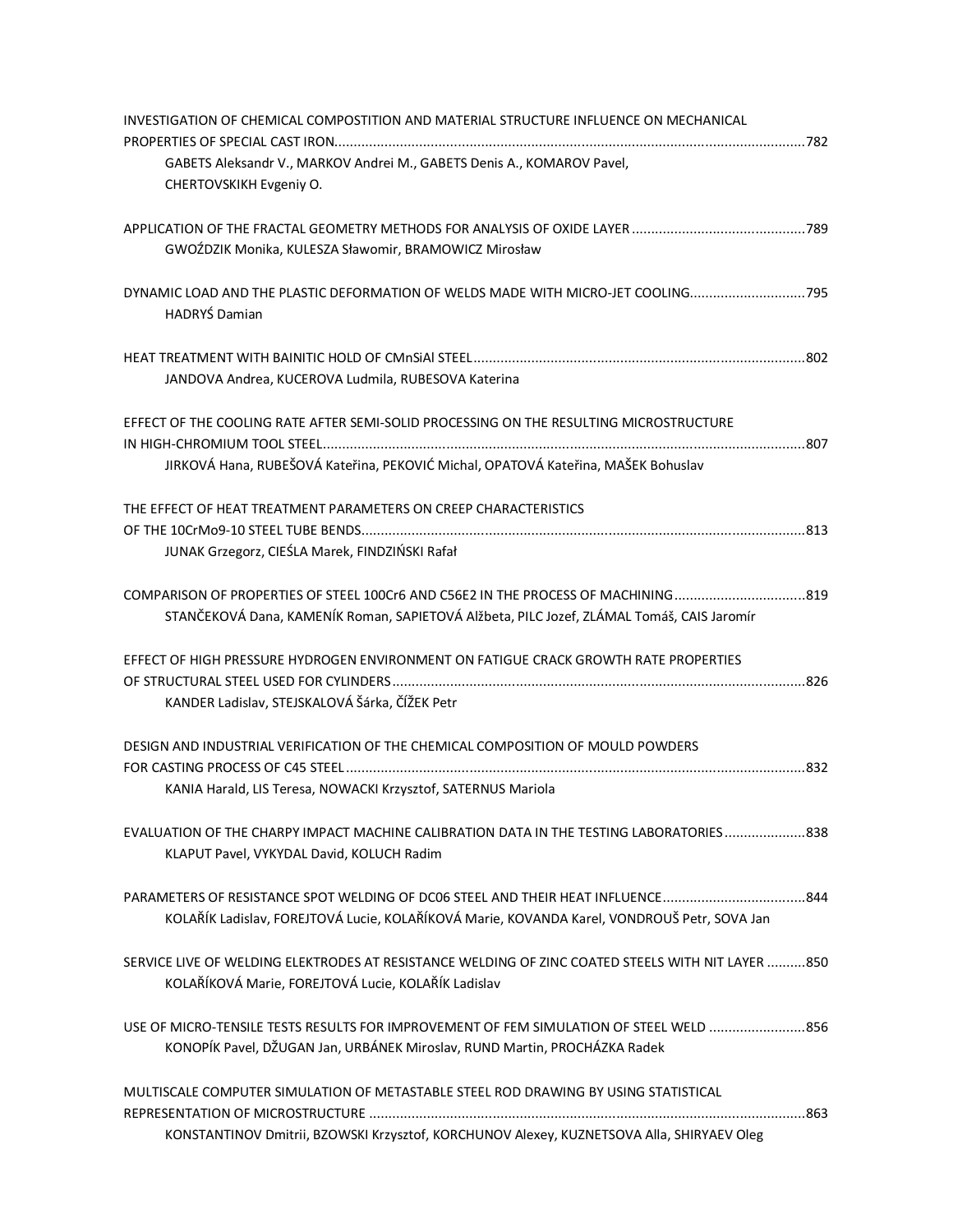INVESTIGATION OF CHEMICAL COMPOSTITION AND MATERIAL STRUCTURE INFLUENCE ON MECHANICAL PROPERTIES OF SPECIAL CAST IRON.........................................................................................................................782
GABETS Aleksandr V., MARKOV Andrei M., GABETS Denis A., KOMAROV Pavel, CHERTOVSKIKH Evgeniy O.

APPLICATION OF THE FRACTAL GEOMETRY METHODS FOR ANALYSIS OF OXIDE LAYER .............................................789
GWOŹDZIK Monika, KULESZA Sławomir, BRAMOWICZ Mirosław

DYNAMIC LOAD AND THE PLASTIC DEFORMATION OF WELDS MADE WITH MICRO-JET COOLING..............................795
HADRYŚ Damian

HEAT TREATMENT WITH BAINITIC HOLD OF CMnSiAl STEEL.....................................................................................802
JANDOVA Andrea, KUCEROVA Ludmila, RUBESOVA Katerina

EFFECT OF THE COOLING RATE AFTER SEMI-SOLID PROCESSING ON THE RESULTING MICROSTRUCTURE IN HIGH-CHROMIUM TOOL STEEL............................................................................................................................807
JIRKOVÁ Hana, RUBEŠOVÁ Kateřina, PEKOVIĆ Michal, OPATOVÁ Kateřina, MAŠEK Bohuslav

THE EFFECT OF HEAT TREATMENT PARAMETERS ON CREEP CHARACTERISTICS OF THE 10CrMo9-10 STEEL TUBE BENDS..................................................................................................................813
JUNAK Grzegorz, CIEŚLA Marek, FINDZIŃSKI Rafał

COMPARISON OF PROPERTIES OF STEEL 100Cr6 AND C56E2 IN THE PROCESS OF MACHINING.................................819
STANČEKOVÁ Dana, KAMENÍK Roman, SAPIETOVÁ Alžbeta, PILC Jozef, ZLÁMAL Tomáš, CAIS Jaromír

EFFECT OF HIGH PRESSURE HYDROGEN ENVIRONMENT ON FATIGUE CRACK GROWTH RATE PROPERTIES OF STRUCTURAL STEEL USED FOR CYLINDERS..........................................................................................................826
KANDER Ladislav, STEJSKALOVÁ Šárka, ČÍŽEK Petr

DESIGN AND INDUSTRIAL VERIFICATION OF THE CHEMICAL COMPOSITION OF MOULD POWDERS FOR CASTING PROCESS OF C45 STEEL......................................................................................................................832
KANIA Harald, LIS Teresa, NOWACKI Krzysztof, SATERNUS Mariola

EVALUATION OF THE CHARPY IMPACT MACHINE CALIBRATION DATA IN THE TESTING LABORATORIES.....................838
KLAPUT Pavel, VYKYDAL David, KOLUCH Radim

PARAMETERS OF RESISTANCE SPOT WELDING OF DC06 STEEL AND THEIR HEAT INFLUENCE....................................844
KOLAŘÍK Ladislav, FOREJTOVÁ Lucie, KOLAŘÍKOVÁ Marie, KOVANDA Karel, VONDROUŠ Petr, SOVA Jan

SERVICE LIVE OF WELDING ELEKTRODES AT RESISTANCE WELDING OF ZINC COATED STEELS WITH NIT LAYER ..........850
KOLAŘÍKOVÁ Marie, FOREJTOVÁ Lucie, KOLAŘÍK Ladislav

USE OF MICRO-TENSILE TESTS RESULTS FOR IMPROVEMENT OF FEM SIMULATION OF STEEL WELD .........................856
KONOPÍK Pavel, DŽUGAN Jan, URBÁNEK Miroslav, RUND Martin, PROCHÁZKA Radek

MULTISCALE COMPUTER SIMULATION OF METASTABLE STEEL ROD DRAWING BY USING STATISTICAL REPRESENTATION OF MICROSTRUCTURE ................................................................................................................863
KONSTANTINOV Dmitrii, BZOWSKI Krzysztof, KORCHUNOV Alexey, KUZNETSOVA Alla, SHIRYAEV Oleg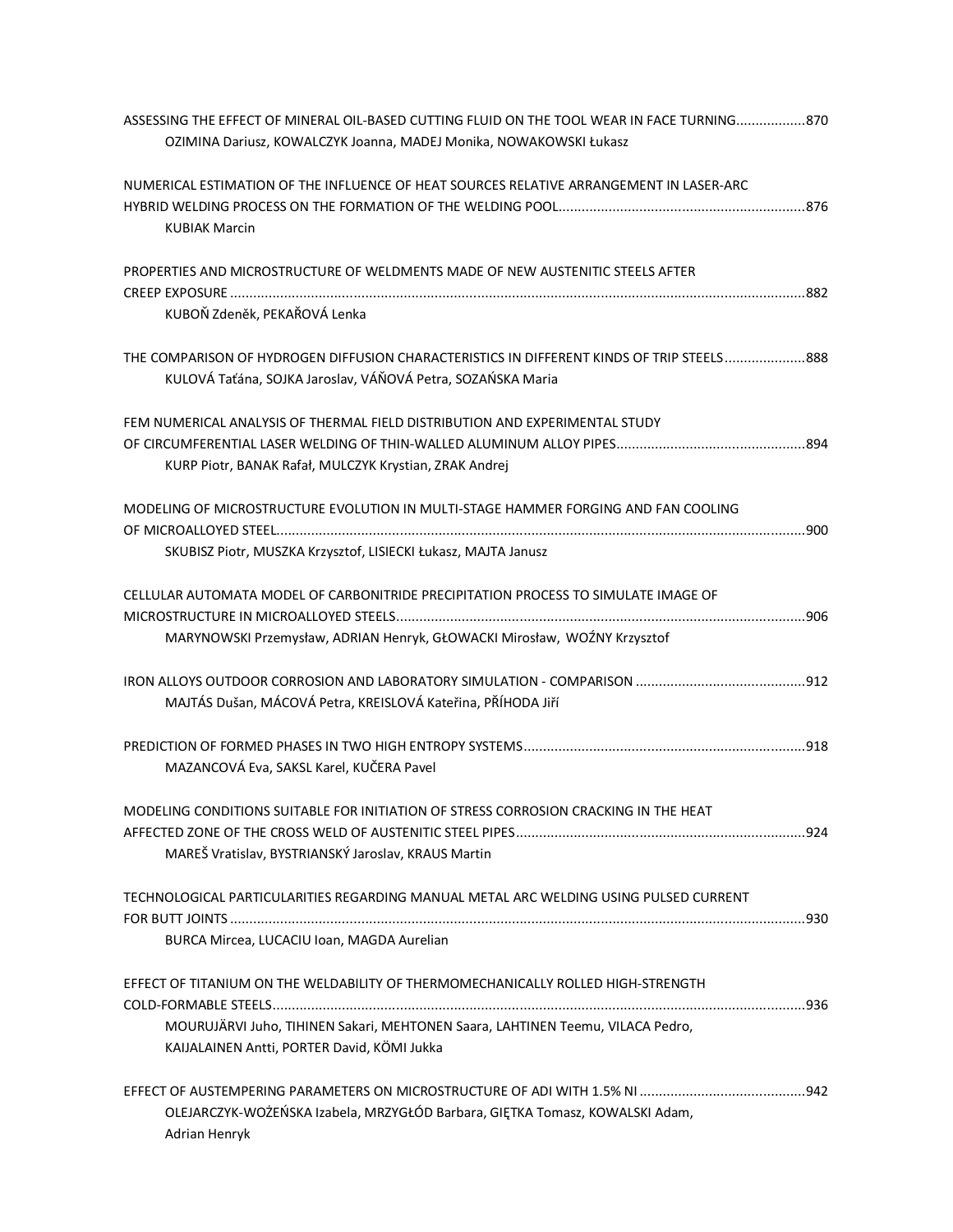ASSESSING THE EFFECT OF MINERAL OIL-BASED CUTTING FLUID ON THE TOOL WEAR IN FACE TURNING..................870
OZIMINA Dariusz, KOWALCZYK Joanna, MADEJ Monika, NOWAKOWSKI Łukasz

NUMERICAL ESTIMATION OF THE INFLUENCE OF HEAT SOURCES RELATIVE ARRANGEMENT IN LASER-ARC HYBRID WELDING PROCESS ON THE FORMATION OF THE WELDING POOL................................................................876
KUBIAK Marcin

PROPERTIES AND MICROSTRUCTURE OF WELDMENTS MADE OF NEW AUSTENITIC STEELS AFTER CREEP EXPOSURE ....................................................................................................................................................882
KUBOŇ Zdeněk, PEKAŘOVÁ Lenka

THE COMPARISON OF HYDROGEN DIFFUSION CHARACTERISTICS IN DIFFERENT KINDS OF TRIP STEELS.....................888
KULOVÁ Taťána, SOJKA Jaroslav, VÁŇOVÁ Petra, SOZAŃSKA Maria

FEM NUMERICAL ANALYSIS OF THERMAL FIELD DISTRIBUTION AND EXPERIMENTAL STUDY OF CIRCUMFERENTIAL LASER WELDING OF THIN-WALLED ALUMINUM ALLOY PIPES.................................................894
KURP Piotr, BANAK Rafał, MULCZYK Krystian, ZRAK Andrej

MODELING OF MICROSTRUCTURE EVOLUTION IN MULTI-STAGE HAMMER FORGING AND FAN COOLING OF MICROALLOYED STEEL.......................................................................................................................................900
SKUBISZ Piotr, MUSZKA Krzysztof, LISIECKI Łukasz, MAJTA Janusz

CELLULAR AUTOMATA MODEL OF CARBONITRIDE PRECIPITATION PROCESS TO SIMULATE IMAGE OF MICROSTRUCTURE IN MICROALLOYED STEELS.........................................................................................................906
MARYNOWSKI Przemysław, ADRIAN Henryk, GŁOWACKI Mirosław, WOŹNY Krzysztof

IRON ALLOYS OUTDOOR CORROSION AND LABORATORY SIMULATION - COMPARISON ............................................912
MAJTÁS Dušan, MÁCOVÁ Petra, KREISLOVÁ Kateřina, PŘÍHODA Jiří

PREDICTION OF FORMED PHASES IN TWO HIGH ENTROPY SYSTEMS.........................................................................918
MAZANCOVÁ Eva, SAKSL Karel, KUČERA Pavel

MODELING CONDITIONS SUITABLE FOR INITIATION OF STRESS CORROSION CRACKING IN THE HEAT AFFECTED ZONE OF THE CROSS WELD OF AUSTENITIC STEEL PIPES...........................................................................924
MAREŠ Vratislav, BYSTRIANSKÝ Jaroslav, KRAUS Martin

TECHNOLOGICAL PARTICULARITIES REGARDING MANUAL METAL ARC WELDING USING PULSED CURRENT FOR BUTT JOINTS ....................................................................................................................................................930
BURCA Mircea, LUCACIU Ioan, MAGDA Aurelian

EFFECT OF TITANIUM ON THE WELDABILITY OF THERMOMECHANICALLY ROLLED HIGH-STRENGTH COLD-FORMABLE STEELS.........................................................................................................................................936
MOURUJÄRVI Juho, TIHINEN Sakari, MEHTONEN Saara, LAHTINEN Teemu, VILACA Pedro, KAIJALAINEN Antti, PORTER David, KÖMI Jukka

EFFECT OF AUSTEMPERING PARAMETERS ON MICROSTRUCTURE OF ADI WITH 1.5% NI ...........................................942
OLEJARCZYK-WOŻEŃSKA Izabela, MRZYGŁÓD Barbara, GIĘTKA Tomasz, KOWALSKI Adam, Adrian Henryk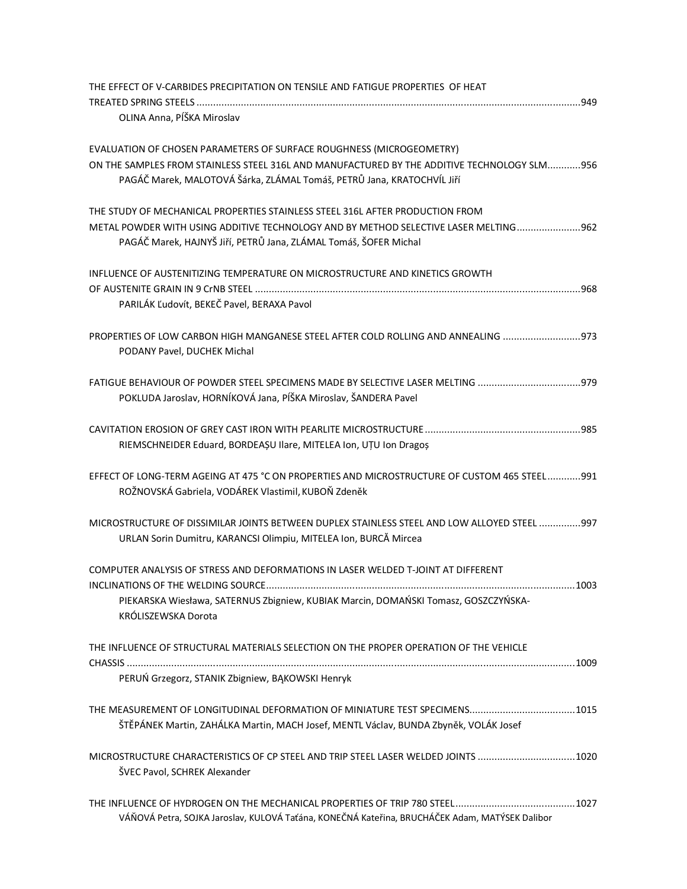THE EFFECT OF V-CARBIDES PRECIPITATION ON TENSILE AND FATIGUE PROPERTIES OF HEAT TREATED SPRING STEELS ........................................................................................................................................949
OLINA Anna, PÍŠKA Miroslav

EVALUATION OF CHOSEN PARAMETERS OF SURFACE ROUGHNESS (MICROGEOMETRY) ON THE SAMPLES FROM STAINLESS STEEL 316L AND MANUFACTURED BY THE ADDITIVE TECHNOLOGY SLM............956
PAGÁČ Marek, MALOTOVÁ Šárka, ZLÁMAL Tomáš, PETRŮ Jana, KRATOCHVÍL Jiří

THE STUDY OF MECHANICAL PROPERTIES STAINLESS STEEL 316L AFTER PRODUCTION FROM METAL POWDER WITH USING ADDITIVE TECHNOLOGY AND BY METHOD SELECTIVE LASER MELTING.......................962
PAGÁČ Marek, HAJNYŠ Jiří, PETRŮ Jana, ZLÁMAL Tomáš, ŠOFER Michal

INFLUENCE OF AUSTENITIZING TEMPERATURE ON MICROSTRUCTURE AND KINETICS GROWTH OF AUSTENITE GRAIN IN 9 CrNB STEEL ....................................................................................................................968
PARILÁK Ľudovít, BEKEČ Pavel, BERAXA Pavol

PROPERTIES OF LOW CARBON HIGH MANGANESE STEEL AFTER COLD ROLLING AND ANNEALING ............................973
PODANY Pavel, DUCHEK Michal

FATIGUE BEHAVIOUR OF POWDER STEEL SPECIMENS MADE BY SELECTIVE LASER MELTING ....................................979
POKLUDA Jaroslav, HORNÍKOVÁ Jana, PÍŠKA Miroslav, ŠANDERA Pavel

CAVITATION EROSION OF GREY CAST IRON WITH PEARLITE MICROSTRUCTURE.......................................................985
RIEMSCHNEIDER Eduard, BORDEAȘU Ilare, MITELEA Ion, UȚU Ion Dragoș

EFFECT OF LONG-TERM AGEING AT 475 °C ON PROPERTIES AND MICROSTRUCTURE OF CUSTOM 465 STEEL............991
ROŽNOVSKÁ Gabriela, VODÁREK Vlastimil, KUBOŇ Zdeněk

MICROSTRUCTURE OF DISSIMILAR JOINTS BETWEEN DUPLEX STAINLESS STEEL AND LOW ALLOYED STEEL ...............997
URLAN Sorin Dumitru, KARANCSI Olimpiu, MITELEA Ion, BURCĂ Mircea

COMPUTER ANALYSIS OF STRESS AND DEFORMATIONS IN LASER WELDED T-JOINT AT DIFFERENT INCLINATIONS OF THE WELDING SOURCE.............................................................................................................1003
PIEKARSKA Wiesława, SATERNUS Zbigniew, KUBIAK Marcin, DOMAŃSKI Tomasz, GOSZCZYŃSKA-KRÓLISZEWSKA Dorota

THE INFLUENCE OF STRUCTURAL MATERIALS SELECTION ON THE PROPER OPERATION OF THE VEHICLE CHASSIS ...............................................................................................................................................1009
PERUŃ Grzegorz, STANIK Zbigniew, BĄKOWSKI Henryk

THE MEASUREMENT OF LONGITUDINAL DEFORMATION OF MINIATURE TEST SPECIMENS.....................................1015
ŠTĚPÁNEK Martin, ZAHÁLKA Martin, MACH Josef, MENTL Václav, BUNDA Zbyněk, VOLÁK Josef

MICROSTRUCTURE CHARACTERISTICS OF CP STEEL AND TRIP STEEL LASER WELDED JOINTS ..................................1020
ŠVEC Pavol, SCHREK Alexander

THE INFLUENCE OF HYDROGEN ON THE MECHANICAL PROPERTIES OF TRIP 780 STEEL...........................................1027
VÁŇOVÁ Petra, SOJKA Jaroslav, KULOVÁ Taťána, KONEČNÁ Kateřina, BRUCHÁČEK Adam, MATÝSEK Dalibor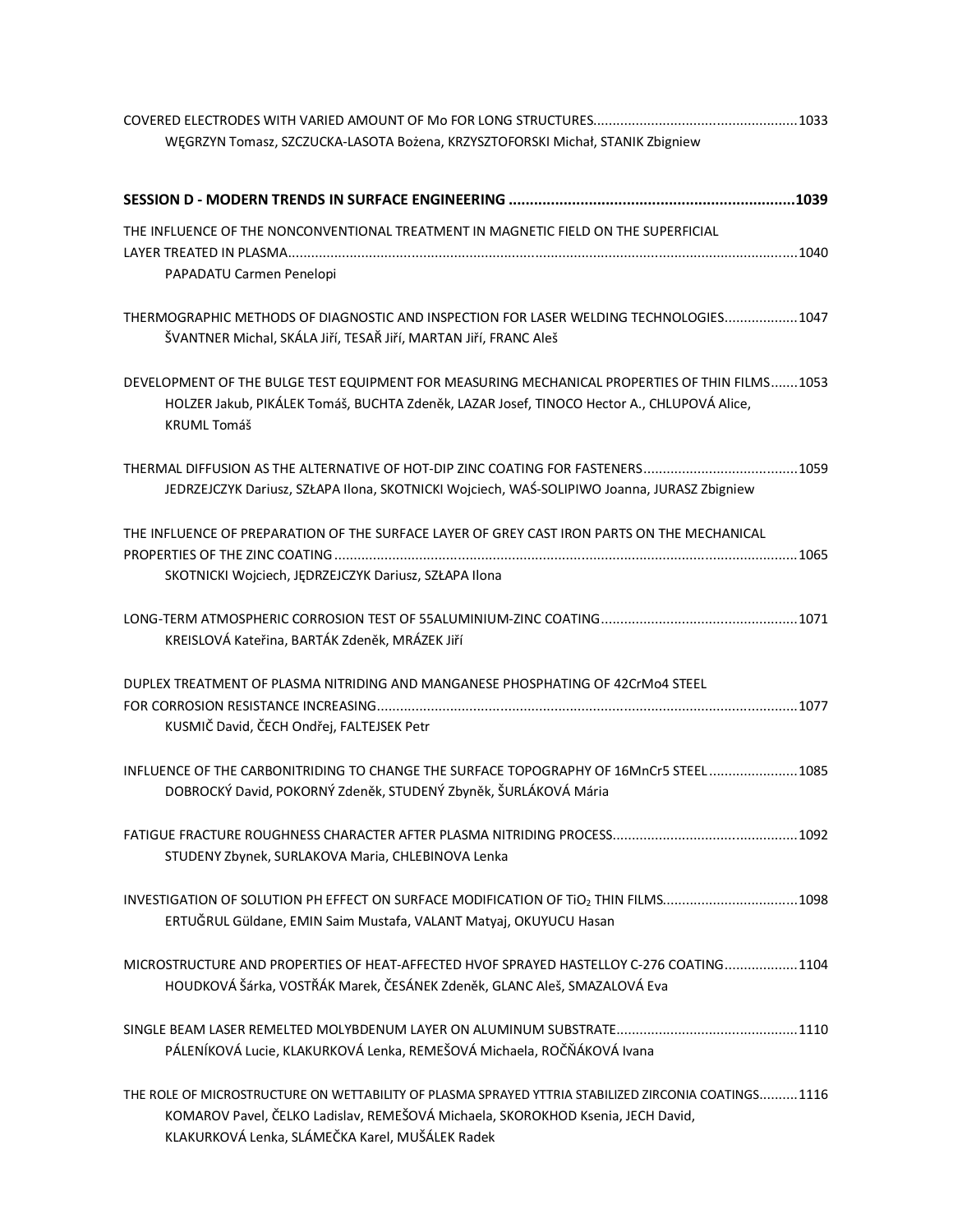COVERED ELECTRODES WITH VARIED AMOUNT OF Mo FOR LONG STRUCTURES....................................................1033
WĘGRZYN Tomasz, SZCZUCKA-LASOTA Bożena, KRZYSZTOFORSKI Michał, STANIK Zbigniew

**SESSION D - MODERN TRENDS IN SURFACE ENGINEERING ....................................................................1039**

THE INFLUENCE OF THE NONCONVENTIONAL TREATMENT IN MAGNETIC FIELD ON THE SUPERFICIAL LAYER TREATED IN PLASMA.................................................................................................................................1040
PAPADATU Carmen Penelopi

THERMOGRAPHIC METHODS OF DIAGNOSTIC AND INSPECTION FOR LASER WELDING TECHNOLOGIES..................1047
ŠVANTNER Michal, SKÁLA Jiří, TESAŘ Jiří, MARTAN Jiří, FRANC Aleš

DEVELOPMENT OF THE BULGE TEST EQUIPMENT FOR MEASURING MECHANICAL PROPERTIES OF THIN FILMS.......1053
HOLZER Jakub, PIKÁLEK Tomáš, BUCHTA Zdeněk, LAZAR Josef, TINOCO Hector A., CHLUPOVÁ Alice, KRUML Tomáš

THERMAL DIFFUSION AS THE ALTERNATIVE OF HOT-DIP ZINC COATING FOR FASTENERS........................................1059
JEDRZEJCZYK Dariusz, SZŁAPA Ilona, SKOTNICKI Wojciech, WAŚ-SOLIPIWO Joanna, JURASZ Zbigniew

THE INFLUENCE OF PREPARATION OF THE SURFACE LAYER OF GREY CAST IRON PARTS ON THE MECHANICAL PROPERTIES OF THE ZINC COATING .......................................................................................................................1065
SKOTNICKI Wojciech, JĘDRZEJCZYK Dariusz, SZŁAPA Ilona

LONG-TERM ATMOSPHERIC CORROSION TEST OF 55ALUMINIUM-ZINC COATING..................................................1071
KREISLOVÁ Kateřina, BARTÁK Zdeněk, MRÁZEK Jiří

DUPLEX TREATMENT OF PLASMA NITRIDING AND MANGANESE PHOSPHATING OF 42CrMo4 STEEL FOR CORROSION RESISTANCE INCREASING............................................................................................................1077
KUSMIČ David, ČECH Ondřej, FALTEJSEK Petr

INFLUENCE OF THE CARBONITRIDING TO CHANGE THE SURFACE TOPOGRAPHY OF 16MnCr5 STEEL ......................1085
DOBROCKÝ David, POKORNÝ Zdeněk, STUDENÝ Zbyněk, ŠURLÁKOVÁ Mária

FATIGUE FRACTURE ROUGHNESS CHARACTER AFTER PLASMA NITRIDING PROCESS...............................................1092
STUDENY Zbynek, SURLAKOVA Maria, CHLEBINOVA Lenka

INVESTIGATION OF SOLUTION PH EFFECT ON SURFACE MODIFICATION OF $TiO_2$ THIN FILMS..................................1098
ERTUĞRUL Güldane, EMIN Saim Mustafa, VALANT Matyaj, OKUYUCU Hasan

MICROSTRUCTURE AND PROPERTIES OF HEAT-AFFECTED HVOF SPRAYED HASTELLOY C-276 COATING..................1104
HOUDKOVÁ Šárka, VOSTŘÁK Marek, ČESÁNEK Zdeněk, GLANC Aleš, SMAZALOVÁ Eva

SINGLE BEAM LASER REMELTED MOLYBDENUM LAYER ON ALUMINUM SUBSTRATE..............................................1110
PÁLENÍKOVÁ Lucie, KLAKURKOVÁ Lenka, REMEŠOVÁ Michaela, ROČŇÁKOVÁ Ivana

THE ROLE OF MICROSTRUCTURE ON WETTABILITY OF PLASMA SPRAYED YTTRIA STABILIZED ZIRCONIA COATINGS..........1116
KOMAROV Pavel, ČELKO Ladislav, REMEŠOVÁ Michaela, SKOROKHOD Ksenia, JECH David, KLAKURKOVÁ Lenka, SLÁMEČKA Karel, MUŠÁLEK Radek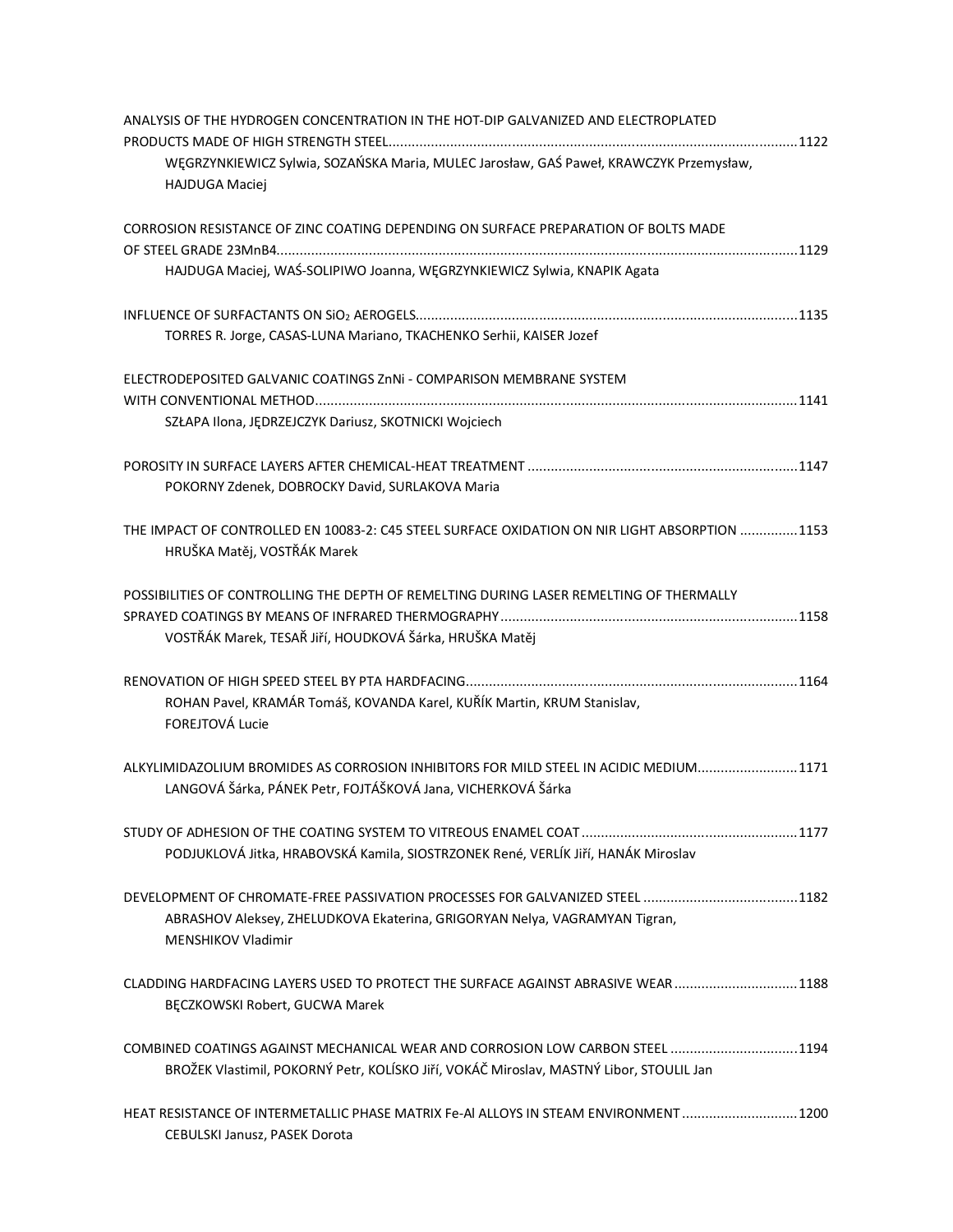ANALYSIS OF THE HYDROGEN CONCENTRATION IN THE HOT-DIP GALVANIZED AND ELECTROPLATED PRODUCTS MADE OF HIGH STRENGTH STEEL........................................................................................................................1122
WĘGRZYNKIEWICZ Sylwia, SOZAŃSKA Maria, MULEC Jarosław, GAŚ Paweł, KRAWCZYK Przemysław, HAJDUGA Maciej

CORROSION RESISTANCE OF ZINC COATING DEPENDING ON SURFACE PREPARATION OF BOLTS MADE OF STEEL GRADE 23MnB4...................................................................................................................................1129
HAJDUGA Maciej, WAŚ-SOLIPIWO Joanna, WĘGRZYNKIEWICZ Sylwia, KNAPIK Agata

INFLUENCE OF SURFACTANTS ON $SiO_2$ AEROGELS.................................................................................................1135
TORRES R. Jorge, CASAS-LUNA Mariano, TKACHENKO Serhii, KAISER Jozef

ELECTRODEPOSITED GALVANIC COATINGS ZnNi - COMPARISON MEMBRANE SYSTEM WITH CONVENTIONAL METHOD...........................................................................................................................1141
SZŁAPA Ilona, JĘDRZEJCZYK Dariusz, SKOTNICKI Wojciech

POROSITY IN SURFACE LAYERS AFTER CHEMICAL-HEAT TREATMENT .....................................................................1147
POKORNY Zdenek, DOBROCKY David, SURLAKOVA Maria

THE IMPACT OF CONTROLLED EN 10083-2: C45 STEEL SURFACE OXIDATION ON NIR LIGHT ABSORPTION ...............1153
HRUŠKA Matěj, VOSTŘÁK Marek

POSSIBILITIES OF CONTROLLING THE DEPTH OF REMELTING DURING LASER REMELTING OF THERMALLY SPRAYED COATINGS BY MEANS OF INFRARED THERMOGRAPHY...........................................................................1158
VOSTŘÁK Marek, TESAŘ Jiří, HOUDKOVÁ Šárka, HRUŠKA Matěj

RENOVATION OF HIGH SPEED STEEL BY PTA HARDFACING....................................................................................1164
ROHAN Pavel, KRAMÁR Tomáš, KOVANDA Karel, KUŘÍK Martin, KRUM Stanislav, FOREJTOVÁ Lucie

ALKYLIMIDAZOLIUM BROMIDES AS CORROSION INHIBITORS FOR MILD STEEL IN ACIDIC MEDIUM..........................1171
LANGOVÁ Šárka, PÁNEK Petr, FOJTÁŠKOVÁ Jana, VICHERKOVÁ Šárka

STUDY OF ADHESION OF THE COATING SYSTEM TO VITREOUS ENAMEL COAT.......................................................1177
PODJUKLOVÁ Jitka, HRABOVSKÁ Kamila, SIOSTRZONEK René, VERLÍK Jiří, HANÁK Miroslav

DEVELOPMENT OF CHROMATE-FREE PASSIVATION PROCESSES FOR GALVANIZED STEEL .......................................1182
ABRASHOV Aleksey, ZHELUDKOVA Ekaterina, GRIGORYAN Nelya, VAGRAMYAN Tigran, MENSHIKOV Vladimir

CLADDING HARDFACING LAYERS USED TO PROTECT THE SURFACE AGAINST ABRASIVE WEAR ...............................1188
BĘCZKOWSKI Robert, GUCWA Marek

COMBINED COATINGS AGAINST MECHANICAL WEAR AND CORROSION LOW CARBON STEEL ................................1194
BROŽEK Vlastimil, POKORNÝ Petr, KOLÍSKO Jiří, VOKÁČ Miroslav, MASTNÝ Libor, STOULIL Jan

HEAT RESISTANCE OF INTERMETALLIC PHASE MATRIX Fe-Al ALLOYS IN STEAM ENVIRONMENT .............................1200
CEBULSKI Janusz, PASEK Dorota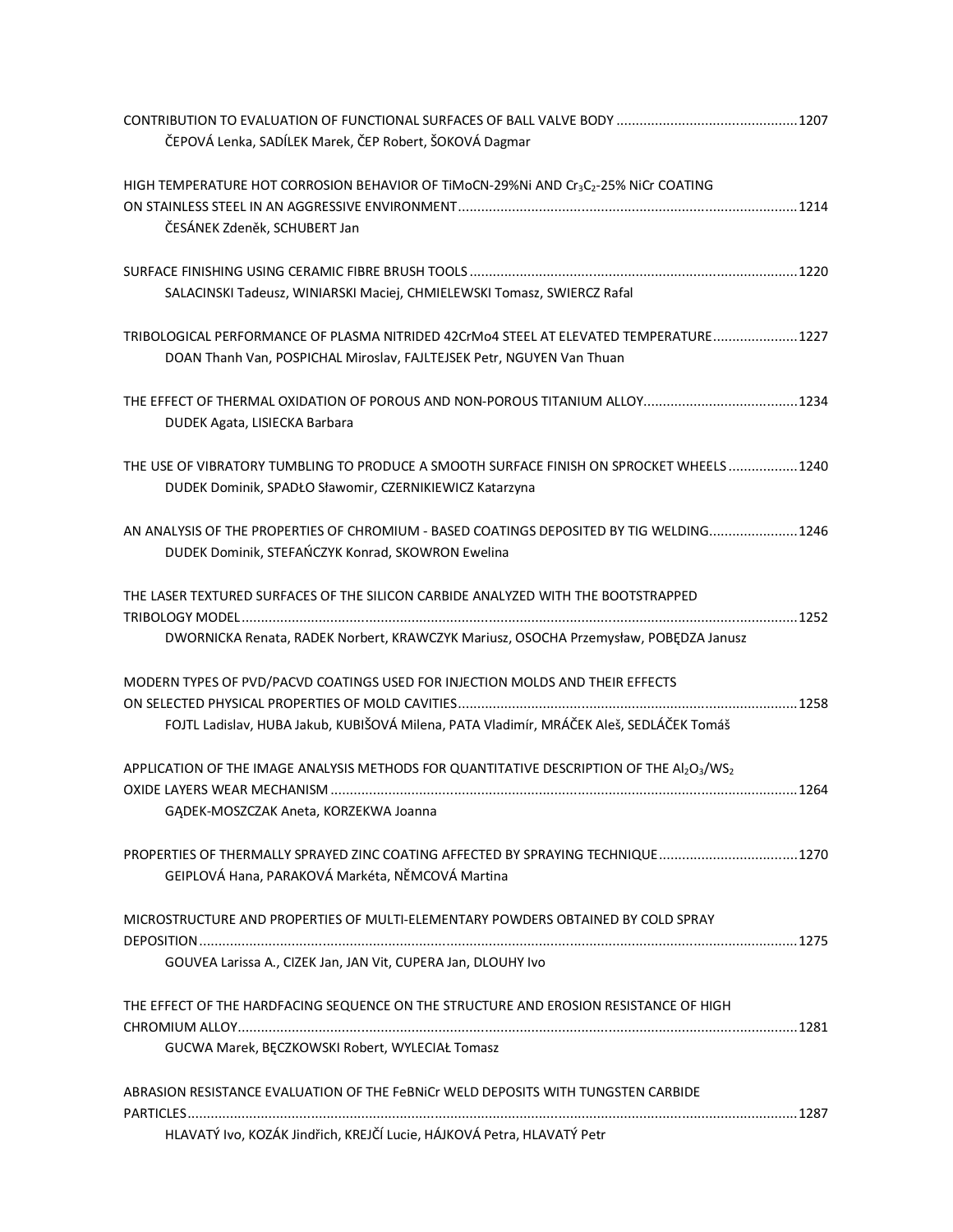CONTRIBUTION TO EVALUATION OF FUNCTIONAL SURFACES OF BALL VALVE BODY ............................................... 1207
ČEPOVÁ Lenka, SADÍLEK Marek, ČEP Robert, ŠOKOVÁ Dagmar

HIGH TEMPERATURE HOT CORROSION BEHAVIOR OF TiMoCN-29%Ni AND $Cr_3C_2$-25% NiCr COATING ON STAINLESS STEEL IN AN AGGRESSIVE ENVIRONMENT ........................................................................................ 1214
ČESÁNEK Zdeněk, SCHUBERT Jan

SURFACE FINISHING USING CERAMIC FIBRE BRUSH TOOLS ..................................................................................... 1220
SALACINSKI Tadeusz, WINIARSKI Maciej, CHMIELEWSKI Tomasz, SWIERCZ Rafal

TRIBOLOGICAL PERFORMANCE OF PLASMA NITRIDED 42CrMo4 STEEL AT ELEVATED TEMPERATURE...................... 1227
DOAN Thanh Van, POSPICHAL Miroslav, FAJLTEJSEK Petr, NGUYEN Van Thuan

THE EFFECT OF THERMAL OXIDATION OF POROUS AND NON-POROUS TITANIUM ALLOY........................................ 1234
DUDEK Agata, LISIECKA Barbara

THE USE OF VIBRATORY TUMBLING TO PRODUCE A SMOOTH SURFACE FINISH ON SPROCKET WHEELS .................. 1240
DUDEK Dominik, SPADŁO Sławomir, CZERNIKIEWICZ Katarzyna

AN ANALYSIS OF THE PROPERTIES OF CHROMIUM - BASED COATINGS DEPOSITED BY TIG WELDING....................... 1246
DUDEK Dominik, STEFAŃCZYK Konrad, SKOWRON Ewelina

THE LASER TEXTURED SURFACES OF THE SILICON CARBIDE ANALYZED WITH THE BOOTSTRAPPED TRIBOLOGY MODEL................................................................................................................................................ 1252
DWORNICKA Renata, RADEK Norbert, KRAWCZYK Mariusz, OSOCHA Przemysław, POBĘDZA Janusz

MODERN TYPES OF PVD/PACVD COATINGS USED FOR INJECTION MOLDS AND THEIR EFFECTS ON SELECTED PHYSICAL PROPERTIES OF MOLD CAVITIES........................................................................................ 1258
FOJTL Ladislav, HUBA Jakub, KUBIŠOVÁ Milena, PATA Vladimír, MRÁČEK Aleš, SEDLÁČEK Tomáš

APPLICATION OF THE IMAGE ANALYSIS METHODS FOR QUANTITATIVE DESCRIPTION OF THE $Al_2O_3$/$WS_2$ OXIDE LAYERS WEAR MECHANISM ......................................................................................................................... 1264
GĄDEK-MOSZCZAK Aneta, KORZEKWA Joanna

PROPERTIES OF THERMALLY SPRAYED ZINC COATING AFFECTED BY SPRAYING TECHNIQUE.................................... 1270
GEIPLOVÁ Hana, PARAKOVÁ Markéta, NĚMCOVÁ Martina

MICROSTRUCTURE AND PROPERTIES OF MULTI-ELEMENTARY POWDERS OBTAINED BY COLD SPRAY DEPOSITION.......................................................................................................................................................... 1275
GOUVEA Larissa A., CIZEK Jan, JAN Vit, CUPERA Jan, DLOUHY Ivo

THE EFFECT OF THE HARDFACING SEQUENCE ON THE STRUCTURE AND EROSION RESISTANCE OF HIGH CHROMIUM ALLOY................................................................................................................................................ 1281
GUCWA Marek, BĘCZKOWSKI Robert, WYLECIAŁ Tomasz

ABRASION RESISTANCE EVALUATION OF THE FeBNiCr WELD DEPOSITS WITH TUNGSTEN CARBIDE PARTICLES............................................................................................................................................................ 1287
HLAVATÝ Ivo, KOZÁK Jindřich, KREJČÍ Lucie, HÁJKOVÁ Petra, HLAVATÝ Petr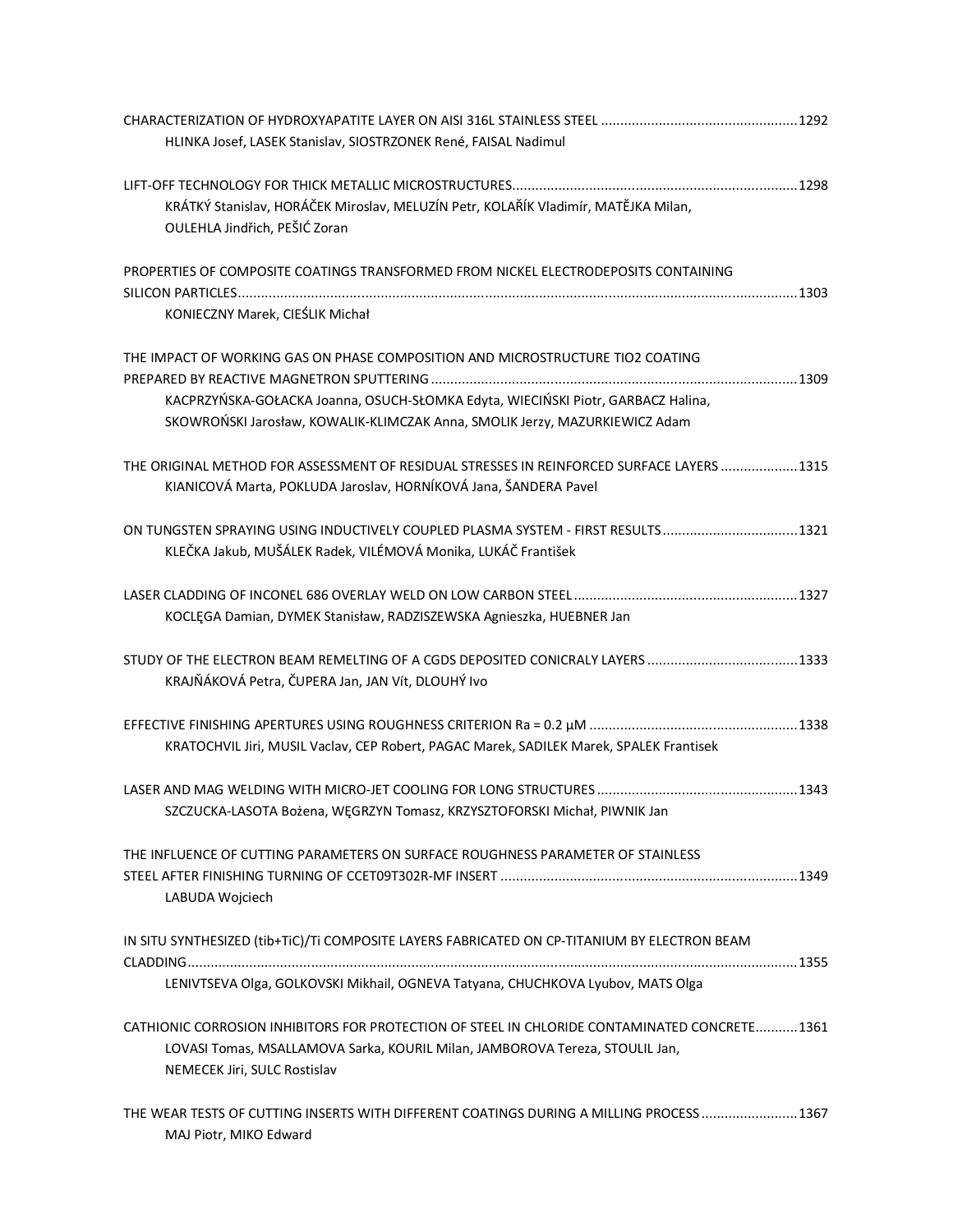CHARACTERIZATION OF HYDROXYAPATITE LAYER ON AISI 316L STAINLESS STEEL ....................................................1292
HLINKA Josef, LASEK Stanislav, SIOSTRZONEK René, FAISAL Nadimul

LIFT-OFF TECHNOLOGY FOR THICK METALLIC MICROSTRUCTURES..........................................................................1298
KRÁTKÝ Stanislav, HORÁČEK Miroslav, MELUZÍN Petr, KOLAŘÍK Vladimír, MATĚJKA Milan, OULEHLA Jindřich, PEŠIĆ Zoran

PROPERTIES OF COMPOSITE COATINGS TRANSFORMED FROM NICKEL ELECTRODEPOSITS CONTAINING SILICON PARTICLES.........................................................................................................................................................1303
KONIECZNY Marek, CIEŚLIK Michał

THE IMPACT OF WORKING GAS ON PHASE COMPOSITION AND MICROSTRUCTURE TIO2 COATING PREPARED BY REACTIVE MAGNETRON SPUTTERING ..............................................................................................1309
KACPRZYŃSKA-GOŁACKA Joanna, OSUCH-SŁOMKA Edyta, WIECIŃSKI Piotr, GARBACZ Halina, SKOWROŃSKI Jarosław, KOWALIK-KLIMCZAK Anna, SMOLIK Jerzy, MAZURKIEWICZ Adam

THE ORIGINAL METHOD FOR ASSESSMENT OF RESIDUAL STRESSES IN REINFORCED SURFACE LAYERS ...................1315
KIANICOVÁ Marta, POKLUDA Jaroslav, HORNÍKOVÁ Jana, ŠANDERA Pavel

ON TUNGSTEN SPRAYING USING INDUCTIVELY COUPLED PLASMA SYSTEM - FIRST RESULTS ..................................1321
KLEČKA Jakub, MUŠÁLEK Radek, VILÉMOVÁ Monika, LUKÁČ František

LASER CLADDING OF INCONEL 686 OVERLAY WELD ON LOW CARBON STEEL ..........................................................1327
KOCLĘGA Damian, DYMEK Stanisław, RADZISZEWSKA Agnieszka, HUEBNER Jan

STUDY OF THE ELECTRON BEAM REMELTING OF A CGDS DEPOSITED CONICRALY LAYERS .......................................1333
KRAJŇÁKOVÁ Petra, ČUPERA Jan, JAN Vít, DLOUHÝ Ivo

EFFECTIVE FINISHING APERTURES USING ROUGHNESS CRITERION Ra = 0.2 µM .....................................................1338
KRATOCHVIL Jiri, MUSIL Vaclav, CEP Robert, PAGAC Marek, SADILEK Marek, SPALEK Frantisek

LASER AND MAG WELDING WITH MICRO-JET COOLING FOR LONG STRUCTURES ....................................................1343
SZCZUCKA-LASOTA Bożena, WĘGRZYN Tomasz, KRZYSZTOFORSKI Michał, PIWNIK Jan

THE INFLUENCE OF CUTTING PARAMETERS ON SURFACE ROUGHNESS PARAMETER OF STAINLESS STEEL AFTER FINISHING TURNING OF CCET09T302R-MF INSERT .............................................................................1349
LABUDA Wojciech

IN SITU SYNTHESIZED (tiB+TiC)/Ti COMPOSITE LAYERS FABRICATED ON CP-TITANIUM BY ELECTRON BEAM CLADDING.............................................................................................................................................................1355
LENIVTSEVA Olga, GOLKOVSKI Mikhail, OGNEVA Tatyana, CHUCHKOVA Lyubov, MATS Olga

CATHIONIC CORROSION INHIBITORS FOR PROTECTION OF STEEL IN CHLORIDE CONTAMINATED CONCRETE...........1361
LOVASI Tomas, MSALLAMOVA Sarka, KOURIL Milan, JAMBOROVA Tereza, STOULIL Jan, NEMECEK Jiri, SULC Rostislav

THE WEAR TESTS OF CUTTING INSERTS WITH DIFFERENT COATINGS DURING A MILLING PROCESS .........................1367
MAJ Piotr, MIKO Edward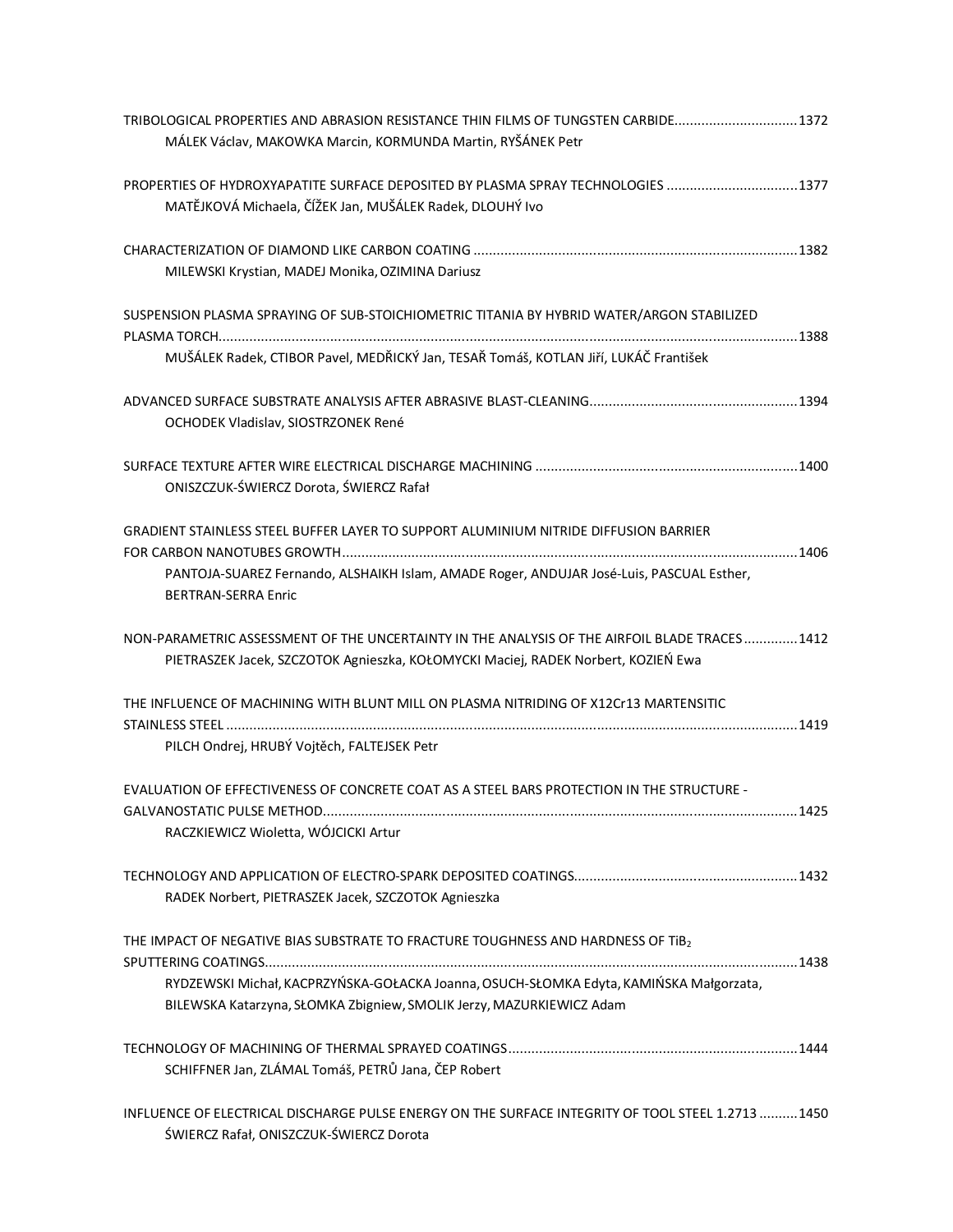TRIBOLOGICAL PROPERTIES AND ABRASION RESISTANCE THIN FILMS OF TUNGSTEN CARBIDE................................1372
MÁLEK Václav, MAKOWKA Marcin, KORMUNDA Martin, RYŠÁNEK Petr

PROPERTIES OF HYDROXYAPATITE SURFACE DEPOSITED BY PLASMA SPRAY TECHNOLOGIES .................................1377
MATĚJKOVÁ Michaela, ČÍŽEK Jan, MUŠÁLEK Radek, DLOUHÝ Ivo

CHARACTERIZATION OF DIAMOND LIKE CARBON COATING ...................................................................................1382
MILEWSKI Krystian, MADEJ Monika, OZIMINA Dariusz

SUSPENSION PLASMA SPRAYING OF SUB-STOICHIOMETRIC TITANIA BY HYBRID WATER/ARGON STABILIZED PLASMA TORCH......................................................................................................................................................1388
MUŠÁLEK Radek, CTIBOR Pavel, MEDŘICKÝ Jan, TESAŘ Tomáš, KOTLAN Jiří, LUKÁČ František

ADVANCED SURFACE SUBSTRATE ANALYSIS AFTER ABRASIVE BLAST-CLEANING.....................................................1394
OCHODEK Vladislav, SIOSTRZONEK René

SURFACE TEXTURE AFTER WIRE ELECTRICAL DISCHARGE MACHINING ....................................................................1400
ONISZCZUK-ŚWIERCZ Dorota, ŚWIERCZ Rafał

GRADIENT STAINLESS STEEL BUFFER LAYER TO SUPPORT ALUMINIUM NITRIDE DIFFUSION BARRIER FOR CARBON NANOTUBES GROWTH.....................................................................................................................1406
PANTOJA-SUAREZ Fernando, ALSHAIKH Islam, AMADE Roger, ANDUJAR José-Luis, PASCUAL Esther, BERTRAN-SERRA Enric

NON-PARAMETRIC ASSESSMENT OF THE UNCERTAINTY IN THE ANALYSIS OF THE AIRFOIL BLADE TRACES .............1412
PIETRASZEK Jacek, SZCZOTOK Agnieszka, KOŁOMYCKI Maciej, RADEK Norbert, KOZIEŃ Ewa

THE INFLUENCE OF MACHINING WITH BLUNT MILL ON PLASMA NITRIDING OF X12Cr13 MARTENSITIC STAINLESS STEEL ..................................................................................................................................................1419
PILCH Ondrej, HRUBÝ Vojtěch, FALTEJSEK Petr

EVALUATION OF EFFECTIVENESS OF CONCRETE COAT AS A STEEL BARS PROTECTION IN THE STRUCTURE - GALVANOSTATIC PULSE METHOD..........................................................................................................................1425
RACZKIEWICZ Wioletta, WÓJCICKI Artur

TECHNOLOGY AND APPLICATION OF ELECTRO-SPARK DEPOSITED COATINGS..........................................................1432
RADEK Norbert, PIETRASZEK Jacek, SZCZOTOK Agnieszka

THE IMPACT OF NEGATIVE BIAS SUBSTRATE TO FRACTURE TOUGHNESS AND HARDNESS OF $TiB_2$ SPUTTERING COATINGS........................................................................................................................................1438
RYDZEWSKI Michał, KACPRZYŃSKA-GOŁACKA Joanna, OSUCH-SŁOMKA Edyta, KAMIŃSKA Małgorzata, BILEWSKA Katarzyna, SŁOMKA Zbigniew, SMOLIK Jerzy, MAZURKIEWICZ Adam

TECHNOLOGY OF MACHINING OF THERMAL SPRAYED COATINGS..........................................................................1444
SCHIFFNER Jan, ZLÁMAL Tomáš, PETRŮ Jana, ČEP Robert

INFLUENCE OF ELECTRICAL DISCHARGE PULSE ENERGY ON THE SURFACE INTEGRITY OF TOOL STEEL 1.2713 ..........1450
ŚWIERCZ Rafał, ONISZCZUK-ŚWIERCZ Dorota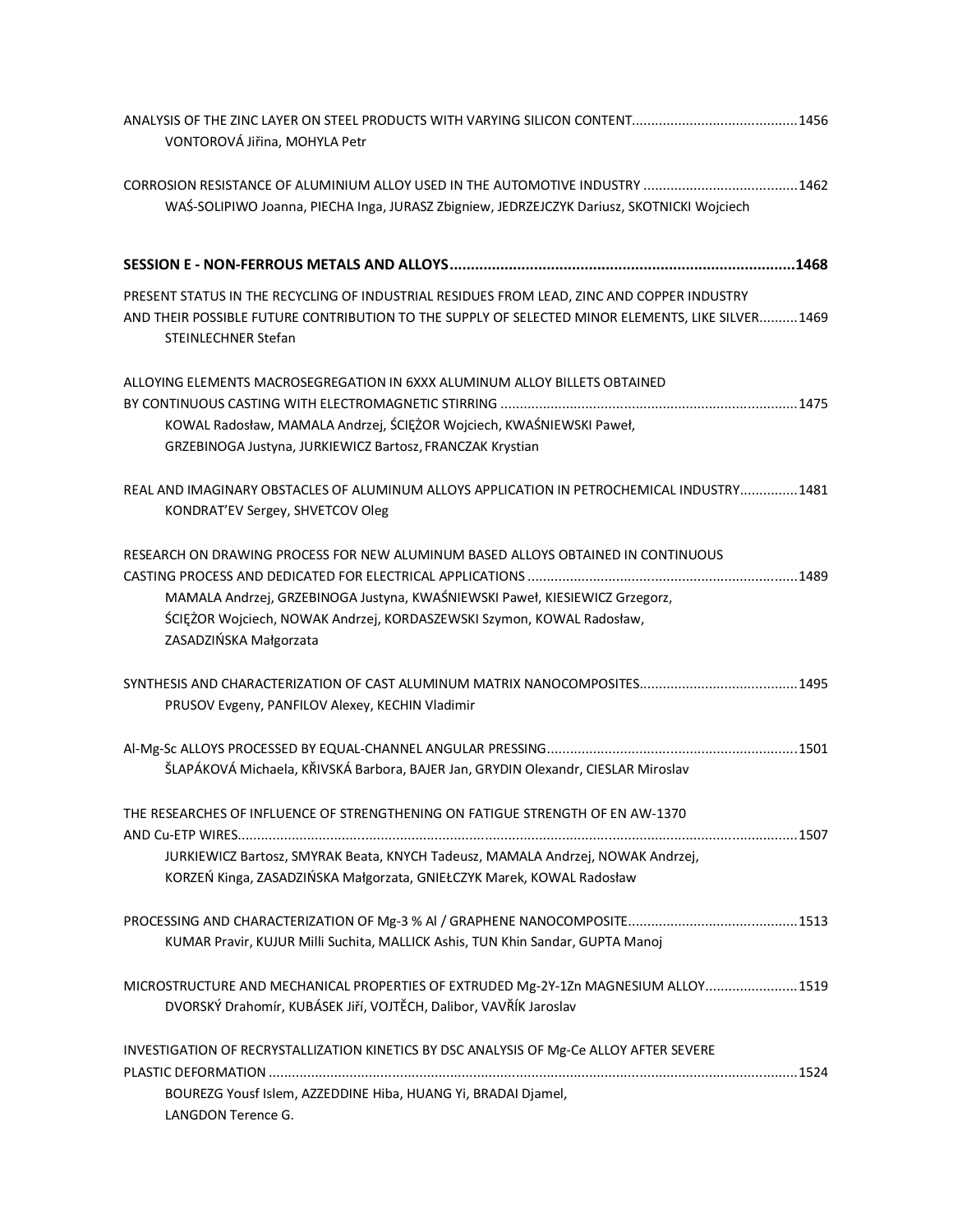ANALYSIS OF THE ZINC LAYER ON STEEL PRODUCTS WITH VARYING SILICON CONTENT............................................1456
VONTOROVÁ Jiřina, MOHYLA Petr

CORROSION RESISTANCE OF ALUMINIUM ALLOY USED IN THE AUTOMOTIVE INDUSTRY ........................................1462
WAŚ-SOLIPIWO Joanna, PIECHA Inga, JURASZ Zbigniew, JEDRZEJCZYK Dariusz, SKOTNICKI Wojciech

**SESSION E - NON-FERROUS METALS AND ALLOYS.................................................................................1468**

PRESENT STATUS IN THE RECYCLING OF INDUSTRIAL RESIDUES FROM LEAD, ZINC AND COPPER INDUSTRY AND THEIR POSSIBLE FUTURE CONTRIBUTION TO THE SUPPLY OF SELECTED MINOR ELEMENTS, LIKE SILVER..........1469
STEINLECHNER Stefan

ALLOYING ELEMENTS MACROSEGREGATION IN 6XXX ALUMINUM ALLOY BILLETS OBTAINED BY CONTINUOUS CASTING WITH ELECTROMAGNETIC STIRRING ............................................................................1475
KOWAL Radosław, MAMALA Andrzej, ŚCIĘŻOR Wojciech, KWAŚNIEWSKI Paweł, GRZEBINOGA Justyna, JURKIEWICZ Bartosz, FRANCZAK Krystian

REAL AND IMAGINARY OBSTACLES OF ALUMINUM ALLOYS APPLICATION IN PETROCHEMICAL INDUSTRY...............1481
KONDRAT'EV Sergey, SHVETCOV Oleg

RESEARCH ON DRAWING PROCESS FOR NEW ALUMINUM BASED ALLOYS OBTAINED IN CONTINUOUS CASTING PROCESS AND DEDICATED FOR ELECTRICAL APPLICATIONS .....................................................................1489
MAMALA Andrzej, GRZEBINOGA Justyna, KWAŚNIEWSKI Paweł, KIESIEWICZ Grzegorz, ŚCIĘŻOR Wojciech, NOWAK Andrzej, KORDASZEWSKI Szymon, KOWAL Radosław, ZASADZIŃSKA Małgorzata

SYNTHESIS AND CHARACTERIZATION OF CAST ALUMINUM MATRIX NANOCOMPOSITES.........................................1495
PRUSOV Evgeny, PANFILOV Alexey, KECHIN Vladimir

Al-Mg-Sc ALLOYS PROCESSED BY EQUAL-CHANNEL ANGULAR PRESSING................................................................1501
ŠLAPÁKOVÁ Michaela, KŘIVSKÁ Barbora, BAJER Jan, GRYDIN Olexandr, CIESLAR Miroslav

THE RESEARCHES OF INFLUENCE OF STRENGTHENING ON FATIGUE STRENGTH OF EN AW-1370 AND Cu-ETP WIRES..............................................................................................................................................1507
JURKIEWICZ Bartosz, SMYRAK Beata, KNYCH Tadeusz, MAMALA Andrzej, NOWAK Andrzej, KORZEŃ Kinga, ZASADZIŃSKA Małgorzata, GNIEŁCZYK Marek, KOWAL Radosław

PROCESSING AND CHARACTERIZATION OF Mg-3 % Al / GRAPHENE NANOCOMPOSITE............................................1513
KUMAR Pravir, KUJUR Milli Suchita, MALLICK Ashis, TUN Khin Sandar, GUPTA Manoj

MICROSTRUCTURE AND MECHANICAL PROPERTIES OF EXTRUDED Mg-2Y-1Zn MAGNESIUM ALLOY........................1519
DVORSKÝ Drahomír, KUBÁSEK Jiří, VOJTĚCH, Dalibor, VAVŘÍK Jaroslav

INVESTIGATION OF RECRYSTALLIZATION KINETICS BY DSC ANALYSIS OF Mg-Ce ALLOY AFTER SEVERE PLASTIC DEFORMATION .......................................................................................................................................1524
BOUREZG Yousf Islem, AZZEDDINE Hiba, HUANG Yi, BRADAI Djamel, LANGDON Terence G.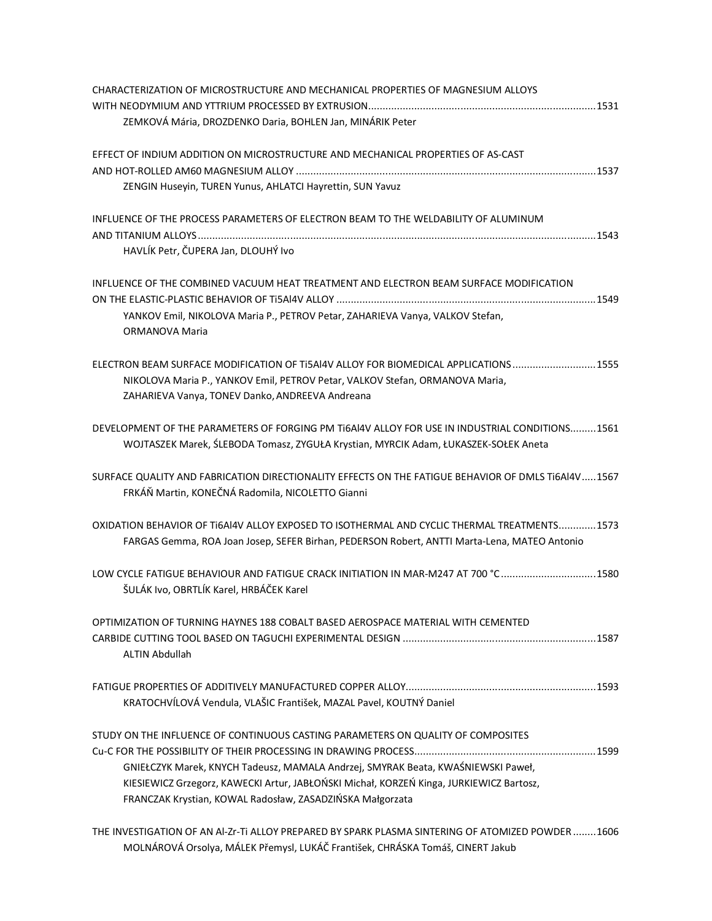CHARACTERIZATION OF MICROSTRUCTURE AND MECHANICAL PROPERTIES OF MAGNESIUM ALLOYS WITH NEODYMIUM AND YTTRIUM PROCESSED BY EXTRUSION....1531
ZEMKOVÁ Mária, DROZDENKO Daria, BOHLEN Jan, MINÁRIK Peter

EFFECT OF INDIUM ADDITION ON MICROSTRUCTURE AND MECHANICAL PROPERTIES OF AS-CAST AND HOT-ROLLED AM60 MAGNESIUM ALLOY....1537
ZENGIN Huseyin, TUREN Yunus, AHLATCI Hayrettin, SUN Yavuz

INFLUENCE OF THE PROCESS PARAMETERS OF ELECTRON BEAM TO THE WELDABILITY OF ALUMINUM AND TITANIUM ALLOYS....1543
HAVLÍK Petr, ČUPERA Jan, DLOUHÝ Ivo

INFLUENCE OF THE COMBINED VACUUM HEAT TREATMENT AND ELECTRON BEAM SURFACE MODIFICATION ON THE ELASTIC-PLASTIC BEHAVIOR OF Ti5Al4V ALLOY....1549
YANKOV Emil, NIKOLOVA Maria P., PETROV Petar, ZAHARIEVA Vanya, VALKOV Stefan, ORMANOVA Maria

ELECTRON BEAM SURFACE MODIFICATION OF Ti5Al4V ALLOY FOR BIOMEDICAL APPLICATIONS....1555
NIKOLOVA Maria P., YANKOV Emil, PETROV Petar, VALKOV Stefan, ORMANOVA Maria, ZAHARIEVA Vanya, TONEV Danko, ANDREEVA Andreana

DEVELOPMENT OF THE PARAMETERS OF FORGING PM Ti6Al4V ALLOY FOR USE IN INDUSTRIAL CONDITIONS....1561
WOJTASZEK Marek, ŚLEBODA Tomasz, ZYGUŁA Krystian, MYRCIK Adam, ŁUKASZEK-SOŁEK Aneta

SURFACE QUALITY AND FABRICATION DIRECTIONALITY EFFECTS ON THE FATIGUE BEHAVIOR OF DMLS Ti6Al4V....1567
FRKÁŇ Martin, KONEČNÁ Radomila, NICOLETTO Gianni

OXIDATION BEHAVIOR OF Ti6Al4V ALLOY EXPOSED TO ISOTHERMAL AND CYCLIC THERMAL TREATMENTS....1573
FARGAS Gemma, ROA Joan Josep, SEFER Birhan, PEDERSON Robert, ANTTI Marta-Lena, MATEO Antonio

LOW CYCLE FATIGUE BEHAVIOUR AND FATIGUE CRACK INITIATION IN MAR-M247 AT 700 °C....1580
ŠULÁK Ivo, OBRTLÍK Karel, HRBÁČEK Karel

OPTIMIZATION OF TURNING HAYNES 188 COBALT BASED AEROSPACE MATERIAL WITH CEMENTED CARBIDE CUTTING TOOL BASED ON TAGUCHI EXPERIMENTAL DESIGN....1587
ALTIN Abdullah

FATIGUE PROPERTIES OF ADDITIVELY MANUFACTURED COPPER ALLOY....1593
KRATOCHVÍLOVÁ Vendula, VLAŠIC František, MAZAL Pavel, KOUTNÝ Daniel

STUDY ON THE INFLUENCE OF CONTINUOUS CASTING PARAMETERS ON QUALITY OF COMPOSITES Cu-C FOR THE POSSIBILITY OF THEIR PROCESSING IN DRAWING PROCESS....1599
GNIEŁCZYK Marek, KNYCH Tadeusz, MAMALA Andrzej, SMYRAK Beata, KWAŚNIEWSKI Paweł, KIESIEWICZ Grzegorz, KAWECKI Artur, JABŁOŃSKI Michał, KORZEŃ Kinga, JURKIEWICZ Bartosz, FRANCZAK Krystian, KOWAL Radosław, ZASADZIŃSKA Małgorzata

THE INVESTIGATION OF AN Al-Zr-Ti ALLOY PREPARED BY SPARK PLASMA SINTERING OF ATOMIZED POWDER....1606
MOLNÁROVÁ Orsolya, MÁLEK Přemysl, LUKÁČ František, CHRÁSKA Tomáš, CINERT Jakub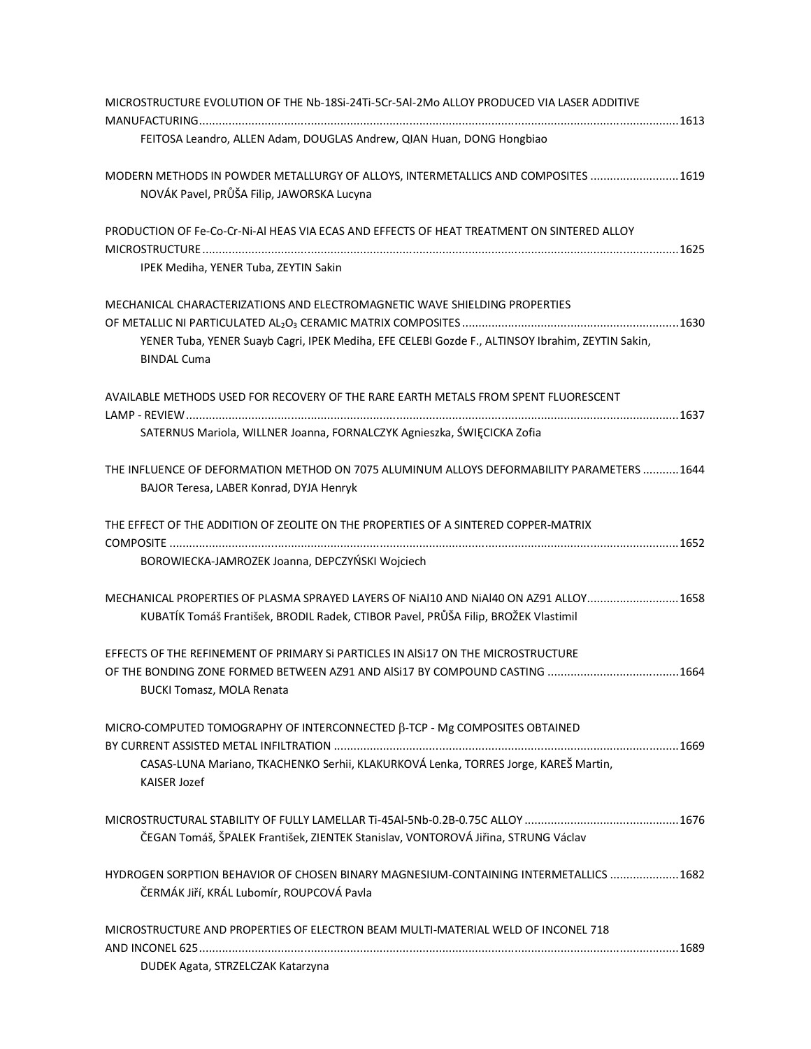MICROSTRUCTURE EVOLUTION OF THE Nb-18Si-24Ti-5Cr-5Al-2Mo ALLOY PRODUCED VIA LASER ADDITIVE MANUFACTURING ........ 1613
FEITOSA Leandro, ALLEN Adam, DOUGLAS Andrew, QIAN Huan, DONG Hongbiao

MODERN METHODS IN POWDER METALLURGY OF ALLOYS, INTERMETALLICS AND COMPOSITES ........ 1619
NOVÁK Pavel, PRŮŠA Filip, JAWORSKA Lucyna

PRODUCTION OF Fe-Co-Cr-Ni-Al HEAS VIA ECAS AND EFFECTS OF HEAT TREATMENT ON SINTERED ALLOY MICROSTRUCTURE ........ 1625
IPEK Mediha, YENER Tuba, ZEYTIN Sakin

MECHANICAL CHARACTERIZATIONS AND ELECTROMAGNETIC WAVE SHIELDING PROPERTIES OF METALLIC NI PARTICULATED $AL_2O_3$ CERAMIC MATRIX COMPOSITES ........ 1630
YENER Tuba, YENER Suayb Cagri, IPEK Mediha, EFE CELEBI Gozde F., ALTINSOY Ibrahim, ZEYTIN Sakin, BINDAL Cuma

AVAILABLE METHODS USED FOR RECOVERY OF THE RARE EARTH METALS FROM SPENT FLUORESCENT LAMP - REVIEW ........ 1637
SATERNUS Mariola, WILLNER Joanna, FORNALCZYK Agnieszka, ŚWIĘCICKA Zofia

THE INFLUENCE OF DEFORMATION METHOD ON 7075 ALUMINUM ALLOYS DEFORMABILITY PARAMETERS ........ 1644
BAJOR Teresa, LABER Konrad, DYJA Henryk

THE EFFECT OF THE ADDITION OF ZEOLITE ON THE PROPERTIES OF A SINTERED COPPER-MATRIX COMPOSITE ........ 1652
BOROWIECKA-JAMROZEK Joanna, DEPCZYŃSKI Wojciech

MECHANICAL PROPERTIES OF PLASMA SPRAYED LAYERS OF NiAl10 AND NiAl40 ON AZ91 ALLOY ........ 1658
KUBATÍK Tomáš František, BRODIL Radek, CTIBOR Pavel, PRŮŠA Filip, BROŽEK Vlastimil

EFFECTS OF THE REFINEMENT OF PRIMARY Si PARTICLES IN AlSi17 ON THE MICROSTRUCTURE OF THE BONDING ZONE FORMED BETWEEN AZ91 AND AlSi17 BY COMPOUND CASTING ........ 1664
BUCKI Tomasz, MOLA Renata

MICRO-COMPUTED TOMOGRAPHY OF INTERCONNECTED $\beta$-TCP - Mg COMPOSITES OBTAINED BY CURRENT ASSISTED METAL INFILTRATION ........ 1669
CASAS-LUNA Mariano, TKACHENKO Serhii, KLAKURKOVÁ Lenka, TORRES Jorge, KAREŠ Martin, KAISER Jozef

MICROSTRUCTURAL STABILITY OF FULLY LAMELLAR Ti-45Al-5Nb-0.2B-0.75C ALLOY ........ 1676
ČEGAN Tomáš, ŠPALEK František, ZIENTEK Stanislav, VONTOROVÁ Jiřina, STRUNG Václav

HYDROGEN SORPTION BEHAVIOR OF CHOSEN BINARY MAGNESIUM-CONTAINING INTERMETALLICS ........ 1682
ČERMÁK Jiří, KRÁL Lubomír, ROUPCOVÁ Pavla

MICROSTRUCTURE AND PROPERTIES OF ELECTRON BEAM MULTI-MATERIAL WELD OF INCONEL 718 AND INCONEL 625 ........ 1689
DUDEK Agata, STRZELCZAK Katarzyna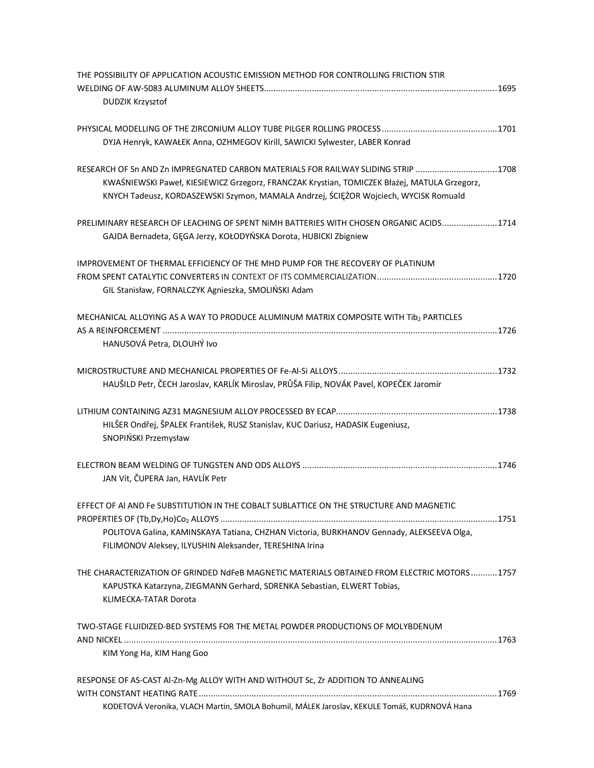THE POSSIBILITY OF APPLICATION ACOUSTIC EMISSION METHOD FOR CONTROLLING FRICTION STIR WELDING OF AW-5083 ALUMINUM ALLOY SHEETS....................................................................................................1695

DUDZIK Krzysztof

PHYSICAL MODELLING OF THE ZIRCONIUM ALLOY TUBE PILGER ROLLING PROCESS...............................................1701

DYJA Henryk, KAWAŁEK Anna, OZHMEGOV Kirill, SAWICKI Sylwester, LABER Konrad

RESEARCH OF Sn AND Zn IMPREGNATED CARBON MATERIALS FOR RAILWAY SLIDING STRIP.................................1708

KWAŚNIEWSKI Paweł, KIESIEWICZ Grzegorz, FRANCZAK Krystian, TOMICZEK Błażej, MATULA Grzegorz, KNYCH Tadeusz, KORDASZEWSKI Szymon, MAMALA Andrzej, ŚCIĘŻOR Wojciech, WYCISK Romuald

PRELIMINARY RESEARCH OF LEACHING OF SPENT NiMH BATTERIES WITH CHOSEN ORGANIC ACIDS......................1714

GAJDA Bernadeta, GĘGA Jerzy, KOŁODYŃSKA Dorota, HUBICKI Zbigniew

IMPROVEMENT OF THERMAL EFFICIENCY OF THE MHD PUMP FOR THE RECOVERY OF PLATINUM FROM SPENT CATALYTIC CONVERTERS IN CONTEXT OF ITS COMMERCIALIZATION.................................................1720

GIL Stanisław, FORNALCZYK Agnieszka, SMOLIŃSKI Adam

MECHANICAL ALLOYING AS A WAY TO PRODUCE ALUMINUM MATRIX COMPOSITE WITH $Tib_2$ PARTICLES AS A REINFORCEMENT.........................................................................................................................................1726

HANUSOVÁ Petra, DLOUHÝ Ivo

MICROSTRUCTURE AND MECHANICAL PROPERTIES OF Fe-Al-Si ALLOYS.................................................................1732

HAUŠILD Petr, ČECH Jaroslav, KARLÍK Miroslav, PRŮŠA Filip, NOVÁK Pavel, KOPEČEK Jaromír

LITHIUM CONTAINING AZ31 MAGNESIUM ALLOY PROCESSED BY ECAP..................................................................1738

HILŠER Ondřej, ŠPALEK František, RUSZ Stanislav, KUC Dariusz, HADASIK Eugeniusz, SNOPIŃSKI Przemysław

ELECTRON BEAM WELDING OF TUNGSTEN AND ODS ALLOYS ...............................................................................1746

JAN Vít, ČUPERA Jan, HAVLÍK Petr

EFFECT OF Al AND Fe SUBSTITUTION IN THE COBALT SUBLATTICE ON THE STRUCTURE AND MAGNETIC PROPERTIES OF (Tb,Dy,Ho)$Co_2$ ALLOYS .................................................................................................................1751

POLITOVA Galina, KAMINSKAYA Tatiana, CHZHAN Victoria, BURKHANOV Gennady, ALEKSEEVA Olga, FILIMONOV Aleksey, ILYUSHIN Aleksander, TERESHINA Irina

THE CHARACTERIZATION OF GRINDED NdFeB MAGNETIC MATERIALS OBTAINED FROM ELECTRIC MOTORS...........1757

KAPUSTKA Katarzyna, ZIEGMANN Gerhard, SDRENKA Sebastian, ELWERT Tobias, KLIMECKA-TATAR Dorota

TWO-STAGE FLUIDIZED-BED SYSTEMS FOR THE METAL POWDER PRODUCTIONS OF MOLYBDENUM AND NICKEL .......................................................................................................................................................1763

KIM Yong Ha, KIM Hang Goo

RESPONSE OF AS-CAST Al-Zn-Mg ALLOY WITH AND WITHOUT Sc, Zr ADDITION TO ANNEALING WITH CONSTANT HEATING RATE...........................................................................................................................1769

KODETOVÁ Veronika, VLACH Martin, SMOLA Bohumil, MÁLEK Jaroslav, KEKULE Tomáš, KUDRNOVÁ Hana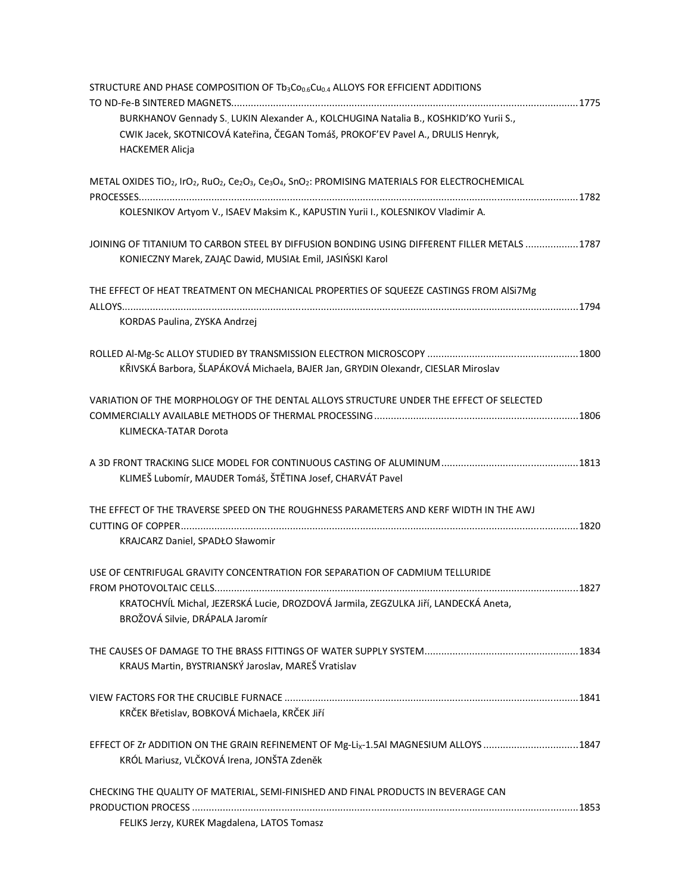STRUCTURE AND PHASE COMPOSITION OF $Tb_3Co_{0.6}Cu_{0.4}$ ALLOYS FOR EFFICIENT ADDITIONS TO ND-Fe-B SINTERED MAGNETS ........ 1775

BURKHANOV Gennady S., LUKIN Alexander A., KOLCHUGINA Natalia B., KOSHKID'KO Yurii S., CWIK Jacek, SKOTNICOVÁ Kateřina, ČEGAN Tomáš, PROKOF'EV Pavel A., DRULIS Henryk, HACKEMER Alicja

METAL OXIDES $TiO_2$, $IrO_2$, $RuO_2$, $Ce_2O_3$, $Ce_3O_4$, $SnO_2$: PROMISING MATERIALS FOR ELECTROCHEMICAL PROCESSES ........ 1782

KOLESNIKOV Artyom V., ISAEV Maksim K., KAPUSTIN Yurii I., KOLESNIKOV Vladimir A.

JOINING OF TITANIUM TO CARBON STEEL BY DIFFUSION BONDING USING DIFFERENT FILLER METALS ........ 1787

KONIECZNY Marek, ZAJĄC Dawid, MUSIAŁ Emil, JASIŃSKI Karol

THE EFFECT OF HEAT TREATMENT ON MECHANICAL PROPERTIES OF SQUEEZE CASTINGS FROM AlSi7Mg ALLOYS ........ 1794

KORDAS Paulina, ZYSKA Andrzej

ROLLED Al-Mg-Sc ALLOY STUDIED BY TRANSMISSION ELECTRON MICROSCOPY ........ 1800

KŘIVSKÁ Barbora, ŠLAPÁKOVÁ Michaela, BAJER Jan, GRYDIN Olexandr, CIESLAR Miroslav

VARIATION OF THE MORPHOLOGY OF THE DENTAL ALLOYS STRUCTURE UNDER THE EFFECT OF SELECTED COMMERCIALLY AVAILABLE METHODS OF THERMAL PROCESSING ........ 1806

KLIMECKA-TATAR Dorota

A 3D FRONT TRACKING SLICE MODEL FOR CONTINUOUS CASTING OF ALUMINUM ........ 1813

KLIMEŠ Lubomír, MAUDER Tomáš, ŠTĚTINA Josef, CHARVÁT Pavel

THE EFFECT OF THE TRAVERSE SPEED ON THE ROUGHNESS PARAMETERS AND KERF WIDTH IN THE AWJ CUTTING OF COPPER ........ 1820

KRAJCARZ Daniel, SPADŁO Sławomir

USE OF CENTRIFUGAL GRAVITY CONCENTRATION FOR SEPARATION OF CADMIUM TELLURIDE FROM PHOTOVOLTAIC CELLS ........ 1827

KRATOCHVÍL Michal, JEZERSKÁ Lucie, DROZDOVÁ Jarmila, ZEGZULKA Jiří, LANDECKÁ Aneta, BROŽOVÁ Silvie, DRÁPALA Jaromír

THE CAUSES OF DAMAGE TO THE BRASS FITTINGS OF WATER SUPPLY SYSTEM ........ 1834

KRAUS Martin, BYSTRIANSKÝ Jaroslav, MAREŠ Vratislav

VIEW FACTORS FOR THE CRUCIBLE FURNACE ........ 1841

KRČEK Břetislav, BOBKOVÁ Michaela, KRČEK Jiří

EFFECT OF Zr ADDITION ON THE GRAIN REFINEMENT OF Mg-$Li_x$-1.5Al MAGNESIUM ALLOYS ........ 1847

KRÓL Mariusz, VLČKOVÁ Irena, JONŠTA Zdeněk

CHECKING THE QUALITY OF MATERIAL, SEMI-FINISHED AND FINAL PRODUCTS IN BEVERAGE CAN PRODUCTION PROCESS ........ 1853

FELIKS Jerzy, KUREK Magdalena, LATOS Tomasz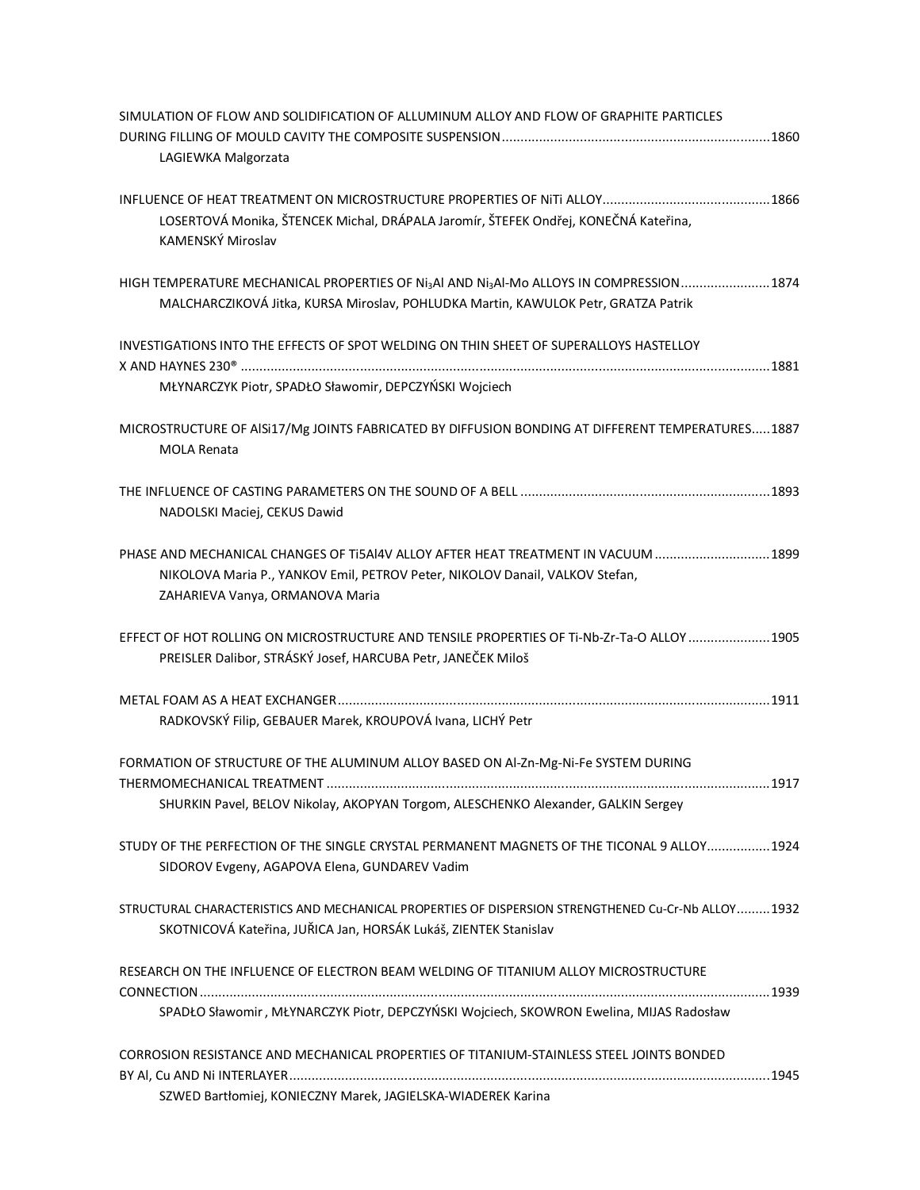SIMULATION OF FLOW AND SOLIDIFICATION OF ALLUMINUM ALLOY AND FLOW OF GRAPHITE PARTICLES DURING FILLING OF MOULD CAVITY THE COMPOSITE SUSPENSION ....................................................................... 1860
LAGIEWKA Malgorzata

INFLUENCE OF HEAT TREATMENT ON MICROSTRUCTURE PROPERTIES OF NiTi ALLOY ............................................ 1866
LOSERTOVÁ Monika, ŠTENCEK Michal, DRÁPALA Jaromír, ŠTEFEK Ondřej, KONEČNÁ Kateřina, KAMENSKÝ Miroslav

HIGH TEMPERATURE MECHANICAL PROPERTIES OF $Ni_3Al$ AND $Ni_3Al$-Mo ALLOYS IN COMPRESSION ........................ 1874
MALCHARCZIKOVÁ Jitka, KURSA Miroslav, POHLUDKA Martin, KAWULOK Petr, GRATZA Patrik

INVESTIGATIONS INTO THE EFFECTS OF SPOT WELDING ON THIN SHEET OF SUPERALLOYS HASTELLOY X AND HAYNES 230® ............................................................................................................................................ 1881
MŁYNARCZYK Piotr, SPADŁO Sławomir, DEPCZYŃSKI Wojciech

MICROSTRUCTURE OF AlSi17/Mg JOINTS FABRICATED BY DIFFUSION BONDING AT DIFFERENT TEMPERATURES ..... 1887
MOLA Renata

THE INFLUENCE OF CASTING PARAMETERS ON THE SOUND OF A BELL .................................................................. 1893
NADOLSKI Maciej, CEKUS Dawid

PHASE AND MECHANICAL CHANGES OF Ti5Al4V ALLOY AFTER HEAT TREATMENT IN VACUUM .............................. 1899
NIKOLOVA Maria P., YANKOV Emil, PETROV Peter, NIKOLOV Danail, VALKOV Stefan, ZAHARIEVA Vanya, ORMANOVA Maria

EFFECT OF HOT ROLLING ON MICROSTRUCTURE AND TENSILE PROPERTIES OF Ti-Nb-Zr-Ta-O ALLOY ...................... 1905
PREISLER Dalibor, STRÁSKÝ Josef, HARCUBA Petr, JANEČEK Miloš

METAL FOAM AS A HEAT EXCHANGER ..................................................................................................................... 1911
RADKOVSKÝ Filip, GEBAUER Marek, KROUPOVÁ Ivana, LICHÝ Petr

FORMATION OF STRUCTURE OF THE ALUMINUM ALLOY BASED ON Al-Zn-Mg-Ni-Fe SYSTEM DURING THERMOMECHANICAL TREATMENT ...................................................................................................................... 1917
SHURKIN Pavel, BELOV Nikolay, AKOPYAN Torgom, ALESCHENKO Alexander, GALKIN Sergey

STUDY OF THE PERFECTION OF THE SINGLE CRYSTAL PERMANENT MAGNETS OF THE TICONAL 9 ALLOY ................. 1924
SIDOROV Evgeny, AGAPOVA Elena, GUNDAREV Vadim

STRUCTURAL CHARACTERISTICS AND MECHANICAL PROPERTIES OF DISPERSION STRENGTHENED Cu-Cr-Nb ALLOY ......... 1932
SKOTNICOVÁ Kateřina, JUŘICA Jan, HORSÁK Lukáš, ZIENTEK Stanislav

RESEARCH ON THE INFLUENCE OF ELECTRON BEAM WELDING OF TITANIUM ALLOY MICROSTRUCTURE CONNECTION ....................................................................................................................................................... 1939
SPADŁO Sławomir , MŁYNARCZYK Piotr, DEPCZYŃSKI Wojciech, SKOWRON Ewelina, MIJAS Radosław

CORROSION RESISTANCE AND MECHANICAL PROPERTIES OF TITANIUM-STAINLESS STEEL JOINTS BONDED BY Al, Cu AND Ni INTERLAYER ............................................................................................................................... 1945
SZWED Bartłomiej, KONIECZNY Marek, JAGIELSKA-WIADEREK Karina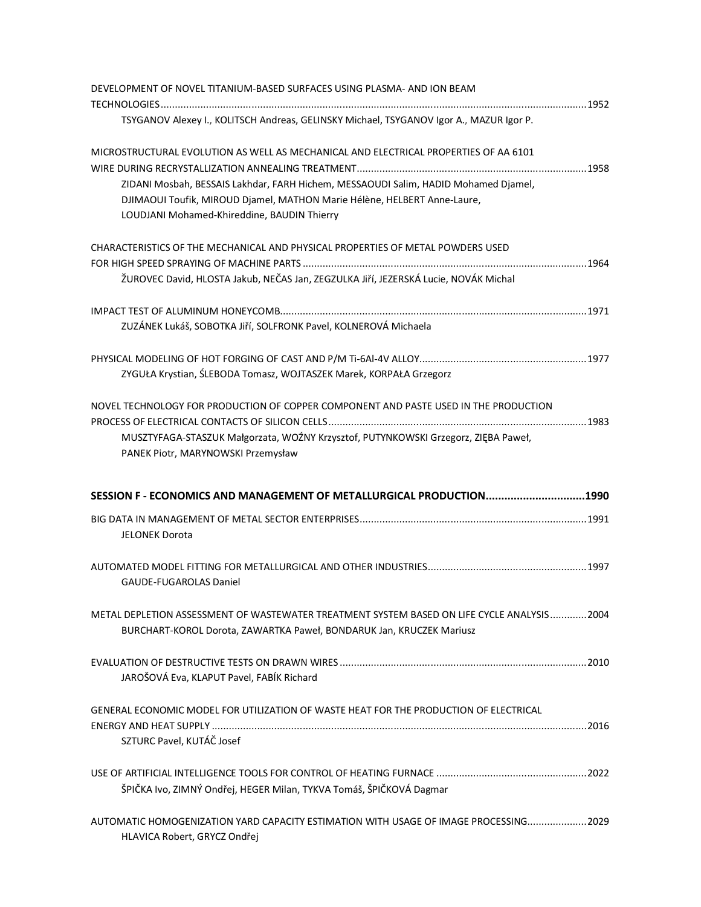DEVELOPMENT OF NOVEL TITANIUM-BASED SURFACES USING PLASMA- AND ION BEAM TECHNOLOGIES ........ 1952
TSYGANOV Alexey I., KOLITSCH Andreas, GELINSKY Michael, TSYGANOV Igor A., MAZUR Igor P.

MICROSTRUCTURAL EVOLUTION AS WELL AS MECHANICAL AND ELECTRICAL PROPERTIES OF AA 6101 WIRE DURING RECRYSTALLIZATION ANNEALING TREATMENT ........ 1958
ZIDANI Mosbah, BESSAIS Lakhdar, FARH Hichem, MESSAOUDI Salim, HADID Mohamed Djamel, DJIMAOUI Toufik, MIROUD Djamel, MATHON Marie Hélène, HELBERT Anne-Laure, LOUDJANI Mohamed-Khireddine, BAUDIN Thierry

CHARACTERISTICS OF THE MECHANICAL AND PHYSICAL PROPERTIES OF METAL POWDERS USED FOR HIGH SPEED SPRAYING OF MACHINE PARTS ........ 1964
ŽUROVEC David, HLOSTA Jakub, NEČAS Jan, ZEGZULKA Jiří, JEZERSKÁ Lucie, NOVÁK Michal

IMPACT TEST OF ALUMINUM HONEYCOMB ........ 1971
ZUZÁNEK Lukáš, SOBOTKA Jiří, SOLFRONK Pavel, KOLNEROVÁ Michaela

PHYSICAL MODELING OF HOT FORGING OF CAST AND P/M Ti-6Al-4V ALLOY ........ 1977
ZYGUŁA Krystian, ŚLEBODA Tomasz, WOJTASZEK Marek, KORPAŁA Grzegorz

NOVEL TECHNOLOGY FOR PRODUCTION OF COPPER COMPONENT AND PASTE USED IN THE PRODUCTION PROCESS OF ELECTRICAL CONTACTS OF SILICON CELLS ........ 1983
MUSZTYFAGA-STASZUK Małgorzata, WOŹNY Krzysztof, PUTYNKOWSKI Grzegorz, ZIĘBA Paweł, PANEK Piotr, MARYNOWSKI Przemysław

## SESSION F - ECONOMICS AND MANAGEMENT OF METALLURGICAL PRODUCTION ........ 1990

BIG DATA IN MANAGEMENT OF METAL SECTOR ENTERPRISES ........ 1991
JELONEK Dorota

AUTOMATED MODEL FITTING FOR METALLURGICAL AND OTHER INDUSTRIES ........ 1997
GAUDE-FUGAROLAS Daniel

METAL DEPLETION ASSESSMENT OF WASTEWATER TREATMENT SYSTEM BASED ON LIFE CYCLE ANALYSIS ........ 2004
BURCHART-KOROL Dorota, ZAWARTKA Paweł, BONDARUK Jan, KRUCZEK Mariusz

EVALUATION OF DESTRUCTIVE TESTS ON DRAWN WIRES ........ 2010
JAROŠOVÁ Eva, KLAPUT Pavel, FABÍK Richard

GENERAL ECONOMIC MODEL FOR UTILIZATION OF WASTE HEAT FOR THE PRODUCTION OF ELECTRICAL ENERGY AND HEAT SUPPLY ........ 2016
SZTURC Pavel, KUTÁČ Josef

USE OF ARTIFICIAL INTELLIGENCE TOOLS FOR CONTROL OF HEATING FURNACE ........ 2022
ŠPIČKA Ivo, ZIMNÝ Ondřej, HEGER Milan, TYKVA Tomáš, ŠPIČKOVÁ Dagmar

AUTOMATIC HOMOGENIZATION YARD CAPACITY ESTIMATION WITH USAGE OF IMAGE PROCESSING ........ 2029
HLAVICA Robert, GRYCZ Ondřej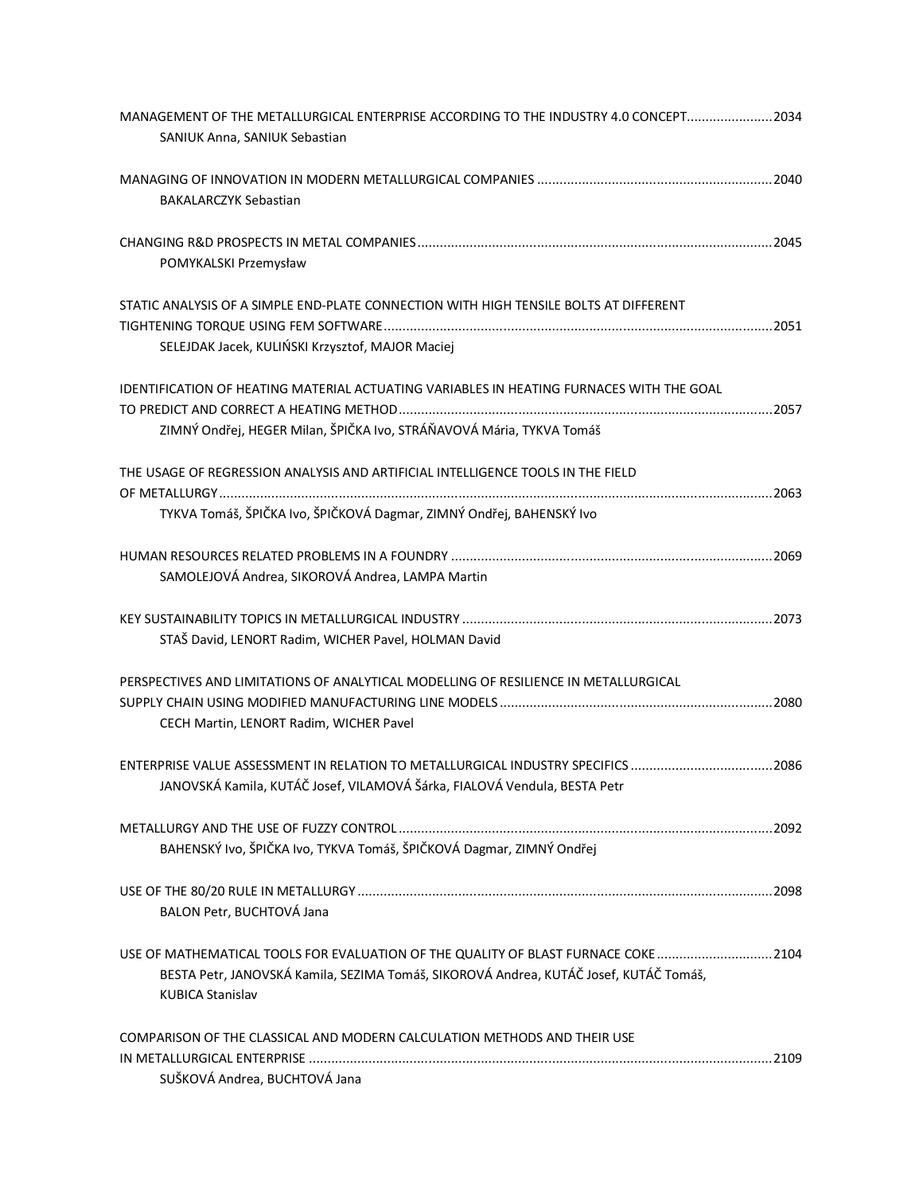MANAGEMENT OF THE METALLURGICAL ENTERPRISE ACCORDING TO THE INDUSTRY 4.0 CONCEPT....................... 2034
SANIUK Anna, SANIUK Sebastian

MANAGING OF INNOVATION IN MODERN METALLURGICAL COMPANIES .............................................................. 2040
BAKALARCZYK Sebastian

CHANGING R&D PROSPECTS IN METAL COMPANIES.............................................................................................. 2045
POMYKALSKI Przemysław

STATIC ANALYSIS OF A SIMPLE END-PLATE CONNECTION WITH HIGH TENSILE BOLTS AT DIFFERENT TIGHTENING TORQUE USING FEM SOFTWARE....................................................................................................... 2051
SELEJDAK Jacek, KULIŃSKI Krzysztof, MAJOR Maciej

IDENTIFICATION OF HEATING MATERIAL ACTUATING VARIABLES IN HEATING FURNACES WITH THE GOAL TO PREDICT AND CORRECT A HEATING METHOD................................................................................................... 2057
ZIMNÝ Ondřej, HEGER Milan, ŠPIČKA Ivo, STRÁŇAVOVÁ Mária, TYKVA Tomáš

THE USAGE OF REGRESSION ANALYSIS AND ARTIFICIAL INTELLIGENCE TOOLS IN THE FIELD OF METALLURGY.................................................................................................................................................... 2063
TYKVA Tomáš, ŠPIČKA Ivo, ŠPIČKOVÁ Dagmar, ZIMNÝ Ondřej, BAHENSKÝ Ivo

HUMAN RESOURCES RELATED PROBLEMS IN A FOUNDRY ..................................................................................... 2069
SAMOLEJOVÁ Andrea, SIKOROVÁ Andrea, LAMPA Martin

KEY SUSTAINABILITY TOPICS IN METALLURGICAL INDUSTRY .................................................................................. 2073
STAŠ David, LENORT Radim, WICHER Pavel, HOLMAN David

PERSPECTIVES AND LIMITATIONS OF ANALYTICAL MODELLING OF RESILIENCE IN METALLURGICAL SUPPLY CHAIN USING MODIFIED MANUFACTURING LINE MODELS......................................................................... 2080
CECH Martin, LENORT Radim, WICHER Pavel

ENTERPRISE VALUE ASSESSMENT IN RELATION TO METALLURGICAL INDUSTRY SPECIFICS ...................................... 2086
JANOVSKÁ Kamila, KUTÁČ Josef, VILAMOVÁ Šárka, FIALOVÁ Vendula, BESTA Petr

METALLURGY AND THE USE OF FUZZY CONTROL ................................................................................................... 2092
BAHENSKÝ Ivo, ŠPIČKA Ivo, TYKVA Tomáš, ŠPIČKOVÁ Dagmar, ZIMNÝ Ondřej

USE OF THE 80/20 RULE IN METALLURGY ............................................................................................................. 2098
BALON Petr, BUCHTOVÁ Jana

USE OF MATHEMATICAL TOOLS FOR EVALUATION OF THE QUALITY OF BLAST FURNACE COKE .............................. 2104
BESTA Petr, JANOVSKÁ Kamila, SEZIMA Tomáš, SIKOROVÁ Andrea, KUTÁČ Josef, KUTÁČ Tomáš, KUBICA Stanislav

COMPARISON OF THE CLASSICAL AND MODERN CALCULATION METHODS AND THEIR USE IN METALLURGICAL ENTERPRISE ........................................................................................................................ 2109
SUŠKOVÁ Andrea, BUCHTOVÁ Jana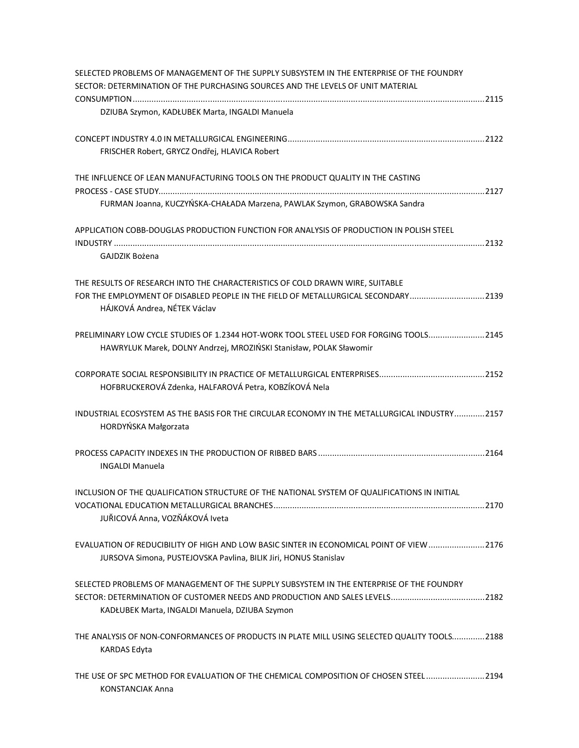SELECTED PROBLEMS OF MANAGEMENT OF THE SUPPLY SUBSYSTEM IN THE ENTERPRISE OF THE FOUNDRY SECTOR: DETERMINATION OF THE PURCHASING SOURCES AND THE LEVELS OF UNIT MATERIAL CONSUMPTION ........................................................................................................................................... 2115
DZIUBA Szymon, KADŁUBEK Marta, INGALDI Manuela

CONCEPT INDUSTRY 4.0 IN METALLURGICAL ENGINEERING ........................................................................................ 2122
FRISCHER Robert, GRYCZ Ondřej, HLAVICA Robert

THE INFLUENCE OF LEAN MANUFACTURING TOOLS ON THE PRODUCT QUALITY IN THE CASTING PROCESS - CASE STUDY ........................................................................................................................................... 2127
FURMAN Joanna, KUCZYŃSKA-CHAŁADA Marzena, PAWLAK Szymon, GRABOWSKA Sandra

APPLICATION COBB-DOUGLAS PRODUCTION FUNCTION FOR ANALYSIS OF PRODUCTION IN POLISH STEEL INDUSTRY ........................................................................................................................................... 2132
GAJDZIK Bożena

THE RESULTS OF RESEARCH INTO THE CHARACTERISTICS OF COLD DRAWN WIRE, SUITABLE FOR THE EMPLOYMENT OF DISABLED PEOPLE IN THE FIELD OF METALLURGICAL SECONDARY ................................ 2139
HÁJKOVÁ Andrea, NÉTEK Václav

PRELIMINARY LOW CYCLE STUDIES OF 1.2344 HOT-WORK TOOL STEEL USED FOR FORGING TOOLS ........................ 2145
HAWRYLUK Marek, DOLNY Andrzej, MROZIŃSKI Stanisław, POLAK Sławomir

CORPORATE SOCIAL RESPONSIBILITY IN PRACTICE OF METALLURGICAL ENTERPRISES ............................................ 2152
HOFBRUCKEROVÁ Zdenka, HALFAROVÁ Petra, KOBZÍKOVÁ Nela

INDUSTRIAL ECOSYSTEM AS THE BASIS FOR THE CIRCULAR ECONOMY IN THE METALLURGICAL INDUSTRY ............. 2157
HORDYŃSKA Małgorzata

PROCESS CAPACITY INDEXES IN THE PRODUCTION OF RIBBED BARS ...................................................................... 2164
INGALDI Manuela

INCLUSION OF THE QUALIFICATION STRUCTURE OF THE NATIONAL SYSTEM OF QUALIFICATIONS IN INITIAL VOCATIONAL EDUCATION METALLURGICAL BRANCHES ........................................................................................ 2170
JUŘICOVÁ Anna, VOZŇÁKOVÁ Iveta

EVALUATION OF REDUCIBILITY OF HIGH AND LOW BASIC SINTER IN ECONOMICAL POINT OF VIEW ........................ 2176
JURSOVA Simona, PUSTEJOVSKA Pavlina, BILIK Jiri, HONUS Stanislav

SELECTED PROBLEMS OF MANAGEMENT OF THE SUPPLY SUBSYSTEM IN THE ENTERPRISE OF THE FOUNDRY SECTOR: DETERMINATION OF CUSTOMER NEEDS AND PRODUCTION AND SALES LEVELS ....................................... 2182
KADŁUBEK Marta, INGALDI Manuela, DZIUBA Szymon

THE ANALYSIS OF NON-CONFORMANCES OF PRODUCTS IN PLATE MILL USING SELECTED QUALITY TOOLS ............. 2188
KARDAS Edyta

THE USE OF SPC METHOD FOR EVALUATION OF THE CHEMICAL COMPOSITION OF CHOSEN STEEL ......................... 2194
KONSTANCIAK Anna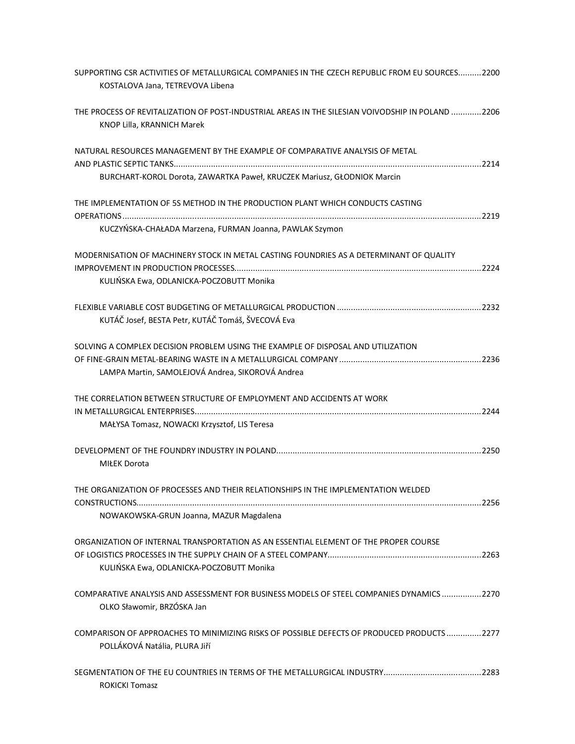SUPPORTING CSR ACTIVITIES OF METALLURGICAL COMPANIES IN THE CZECH REPUBLIC FROM EU SOURCES..........2200
KOSTALOVA Jana, TETREVOVA Libena

THE PROCESS OF REVITALIZATION OF POST-INDUSTRIAL AREAS IN THE SILESIAN VOIVODSHIP IN POLAND .............2206
KNOP Lilla, KRANNICH Marek

NATURAL RESOURCES MANAGEMENT BY THE EXAMPLE OF COMPARATIVE ANALYSIS OF METAL AND PLASTIC SEPTIC TANKS........................................................................................................................................2214
BURCHART-KOROL Dorota, ZAWARTKA Paweł, KRUCZEK Mariusz, GŁODNIOK Marcin

THE IMPLEMENTATION OF 5S METHOD IN THE PRODUCTION PLANT WHICH CONDUCTS CASTING OPERATIONS........................................................................................................................................2219
KUCZYŃSKA-CHAŁADA Marzena, FURMAN Joanna, PAWLAK Szymon

MODERNISATION OF MACHINERY STOCK IN METAL CASTING FOUNDRIES AS A DETERMINANT OF QUALITY IMPROVEMENT IN PRODUCTION PROCESSES........................................................................................................2224
KULIŃSKA Ewa, ODLANICKA-POCZOBUTT Monika

FLEXIBLE VARIABLE COST BUDGETING OF METALLURGICAL PRODUCTION ..............................................................2232
KUTÁČ Josef, BESTA Petr, KUTÁČ Tomáš, ŠVECOVÁ Eva

SOLVING A COMPLEX DECISION PROBLEM USING THE EXAMPLE OF DISPOSAL AND UTILIZATION OF FINE-GRAIN METAL-BEARING WASTE IN A METALLURGICAL COMPANY .............................................................2236
LAMPA Martin, SAMOLEJOVÁ Andrea, SIKOROVÁ Andrea

THE CORRELATION BETWEEN STRUCTURE OF EMPLOYMENT AND ACCIDENTS AT WORK IN METALLURGICAL ENTERPRISES..........................................................................................................................2244
MAŁYSA Tomasz, NOWACKI Krzysztof, LIS Teresa

DEVELOPMENT OF THE FOUNDRY INDUSTRY IN POLAND.......................................................................................2250
MIŁEK Dorota

THE ORGANIZATION OF PROCESSES AND THEIR RELATIONSHIPS IN THE IMPLEMENTATION WELDED CONSTRUCTIONS..................................................................................................................................................2256
NOWAKOWSKA-GRUN Joanna, MAZUR Magdalena

ORGANIZATION OF INTERNAL TRANSPORTATION AS AN ESSENTIAL ELEMENT OF THE PROPER COURSE OF LOGISTICS PROCESSES IN THE SUPPLY CHAIN OF A STEEL COMPANY.................................................................2263
KULIŃSKA Ewa, ODLANICKA-POCZOBUTT Monika

COMPARATIVE ANALYSIS AND ASSESSMENT FOR BUSINESS MODELS OF STEEL COMPANIES DYNAMICS .................2270
OLKO Sławomir, BRZÓSKA Jan

COMPARISON OF APPROACHES TO MINIMIZING RISKS OF POSSIBLE DEFECTS OF PRODUCED PRODUCTS ...............2277
POLLÁKOVÁ Natália, PLURA Jiří

SEGMENTATION OF THE EU COUNTRIES IN TERMS OF THE METALLURGICAL INDUSTRY..........................................2283
ROKICKI Tomasz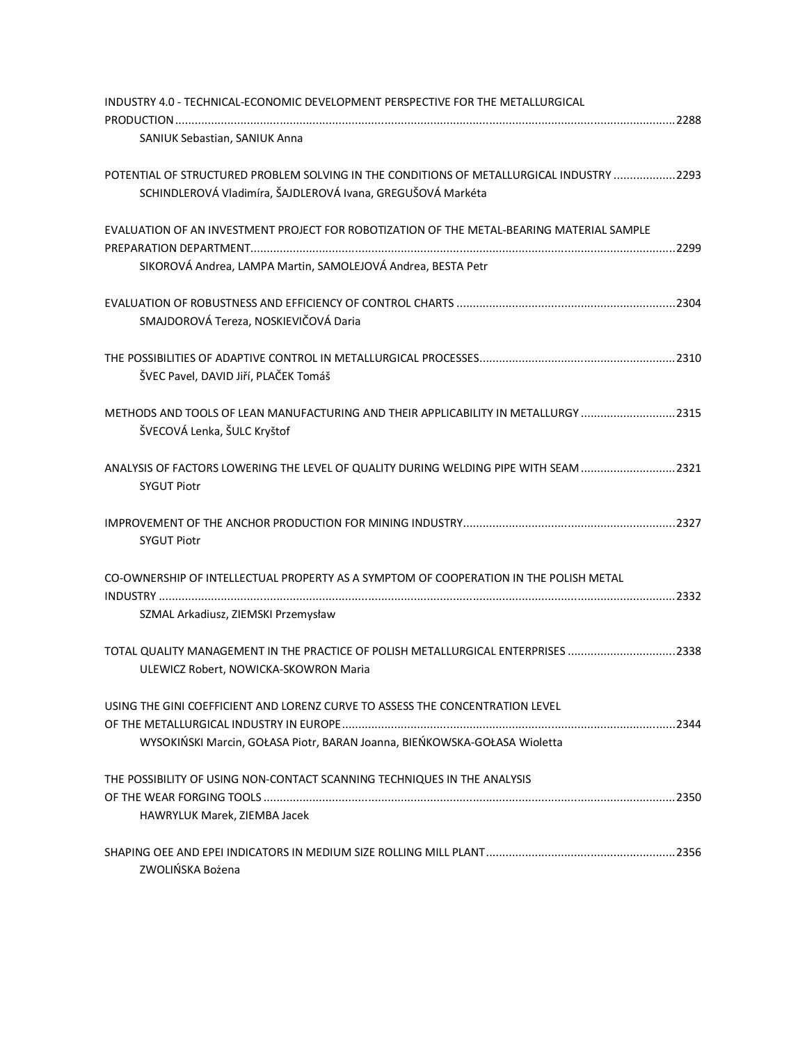INDUSTRY 4.0 - TECHNICAL-ECONOMIC DEVELOPMENT PERSPECTIVE FOR THE METALLURGICAL PRODUCTION ........................................................................................................................................................ 2288
SANIUK Sebastian, SANIUK Anna

POTENTIAL OF STRUCTURED PROBLEM SOLVING IN THE CONDITIONS OF METALLURGICAL INDUSTRY .................. 2293
SCHINDLEROVÁ Vladimíra, ŠAJDLEROVÁ Ivana, GREGUŠOVÁ Markéta

EVALUATION OF AN INVESTMENT PROJECT FOR ROBOTIZATION OF THE METAL-BEARING MATERIAL SAMPLE PREPARATION DEPARTMENT................................................................................................................................ 2299
SIKOROVÁ Andrea, LAMPA Martin, SAMOLEJOVÁ Andrea, BESTA Petr

EVALUATION OF ROBUSTNESS AND EFFICIENCY OF CONTROL CHARTS .................................................................. 2304
SMAJDOROVÁ Tereza, NOSKIEVIČOVÁ Daria

THE POSSIBILITIES OF ADAPTIVE CONTROL IN METALLURGICAL PROCESSES........................................................... 2310
ŠVEC Pavel, DAVID Jiří, PLAČEK Tomáš

METHODS AND TOOLS OF LEAN MANUFACTURING AND THEIR APPLICABILITY IN METALLURGY ............................ 2315
ŠVECOVÁ Lenka, ŠULC Kryštof

ANALYSIS OF FACTORS LOWERING THE LEVEL OF QUALITY DURING WELDING PIPE WITH SEAM ............................ 2321
SYGUT Piotr

IMPROVEMENT OF THE ANCHOR PRODUCTION FOR MINING INDUSTRY................................................................. 2327
SYGUT Piotr

CO-OWNERSHIP OF INTELLECTUAL PROPERTY AS A SYMPTOM OF COOPERATION IN THE POLISH METAL INDUSTRY ............................................................................................................................................................ 2332
SZMAL Arkadiusz, ZIEMSKI Przemysław

TOTAL QUALITY MANAGEMENT IN THE PRACTICE OF POLISH METALLURGICAL ENTERPRISES ................................ 2338
ULEWICZ Robert, NOWICKA-SKOWRON Maria

USING THE GINI COEFFICIENT AND LORENZ CURVE TO ASSESS THE CONCENTRATION LEVEL OF THE METALLURGICAL INDUSTRY IN EUROPE.................................................................................................... 2344
WYSOKIŃSKI Marcin, GOŁASA Piotr, BARAN Joanna, BIEŃKOWSKA-GOŁASA Wioletta

THE POSSIBILITY OF USING NON-CONTACT SCANNING TECHNIQUES IN THE ANALYSIS OF THE WEAR FORGING TOOLS ............................................................................................................................. 2350
HAWRYLUK Marek, ZIEMBA Jacek

SHAPING OEE AND EPEI INDICATORS IN MEDIUM SIZE ROLLING MILL PLANT.......................................................... 2356
ZWOLIŃSKA Bożena